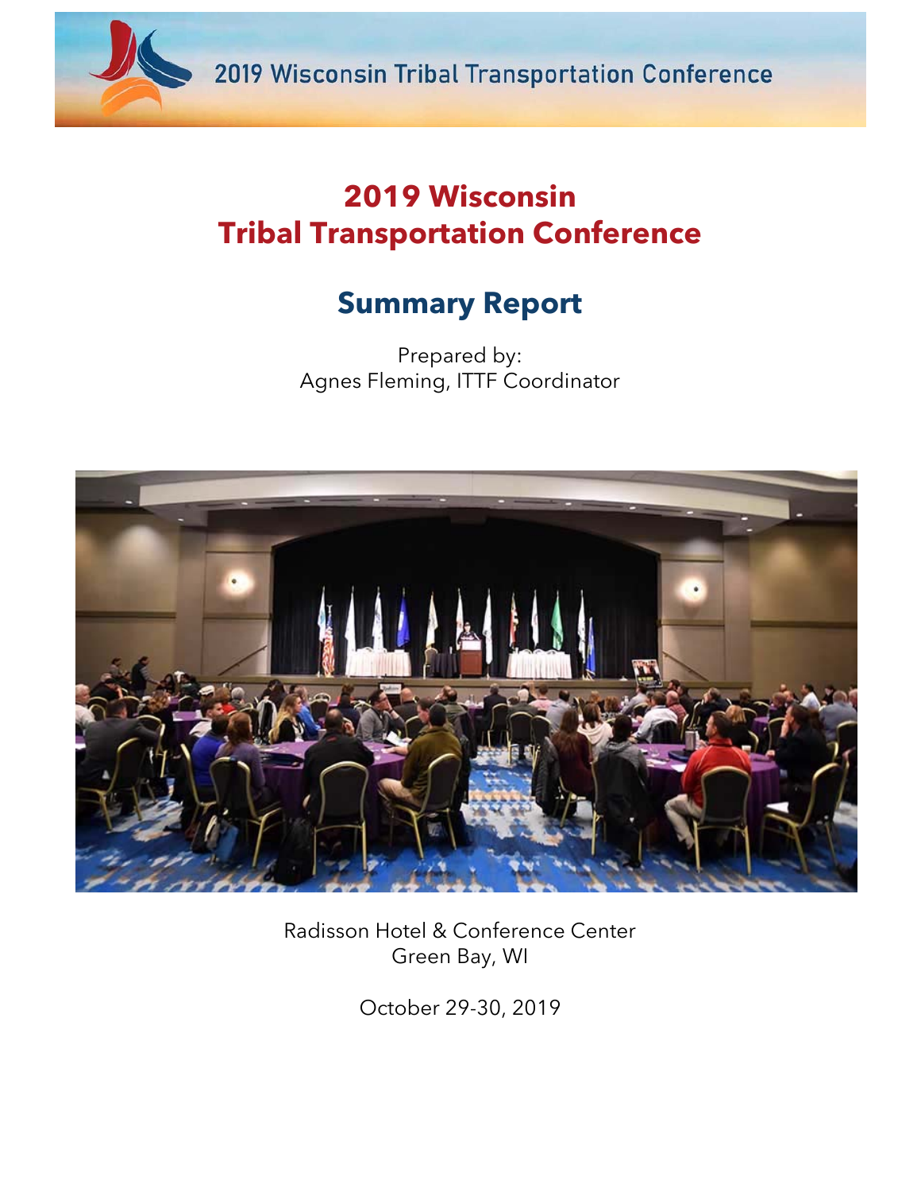2019 Wisconsin Tribal Transportation Conference

# 2019 Wisconsin Tribal Transportation Conference

## Summary Report

Prepared by:
Agnes Fleming, ITTF Coordinator

Radisson Hotel & Conference Center
Green Bay, WI

October 29-30, 2019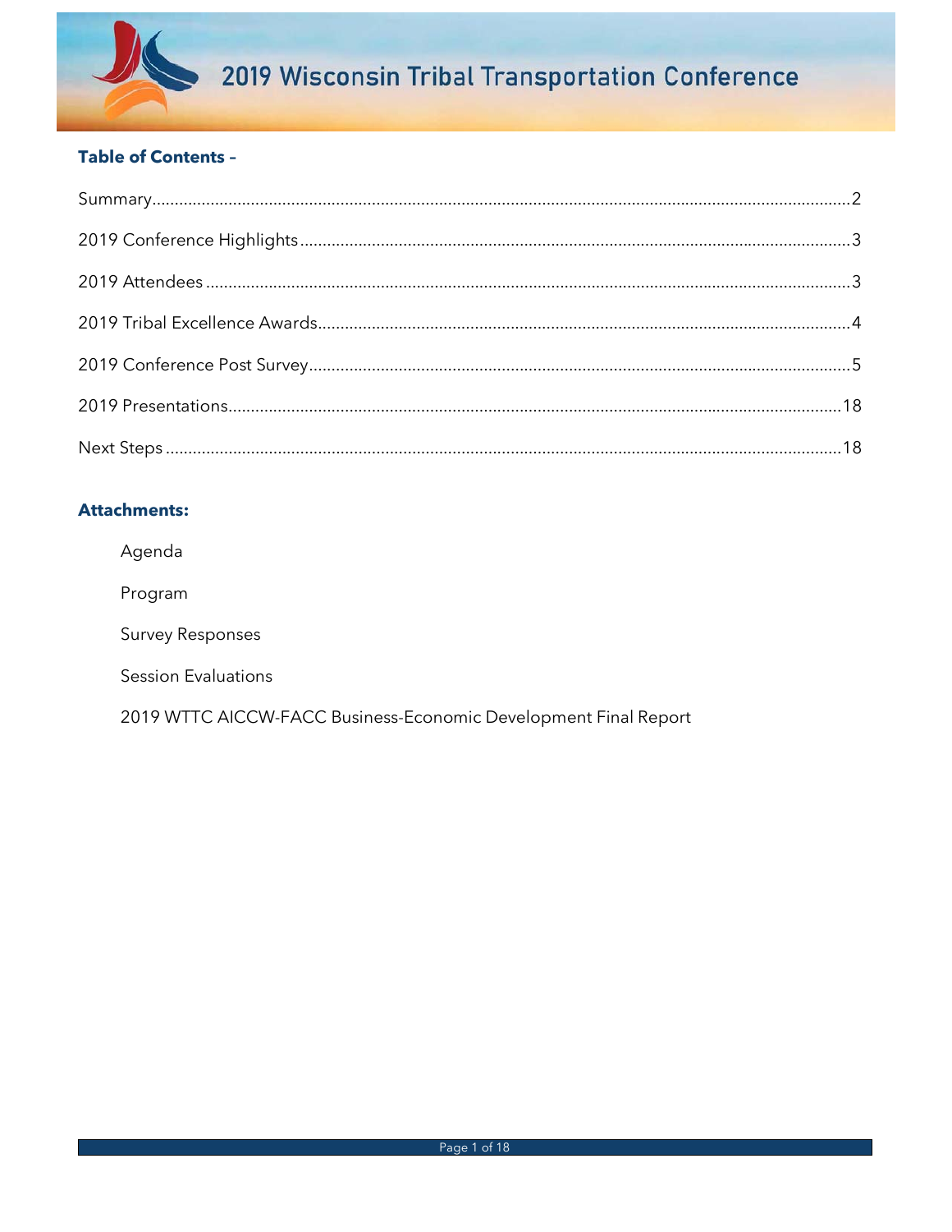# 2019 Wisconsin Tribal Transportation Conference

## Table of Contents –

Summary ... 2

2019 Conference Highlights ... 3

2019 Attendees ... 3

2019 Tribal Excellence Awards ... 4

2019 Conference Post Survey ... 5

2019 Presentations ... 18

Next Steps ... 18

## Attachments:

Agenda

Program

Survey Responses

Session Evaluations

2019 WTTC AICCW-FACC Business-Economic Development Final Report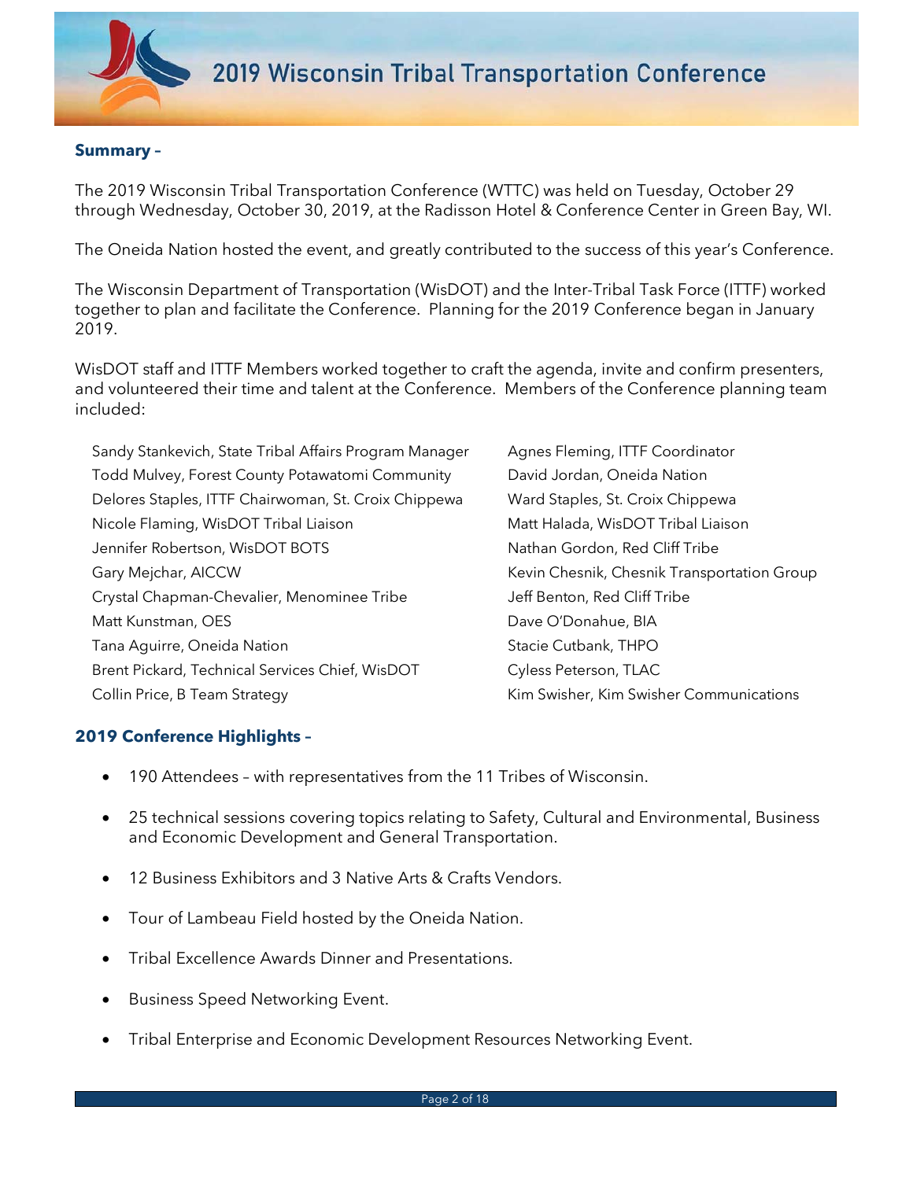## Summary –

The 2019 Wisconsin Tribal Transportation Conference (WTTC) was held on Tuesday, October 29 through Wednesday, October 30, 2019, at the Radisson Hotel & Conference Center in Green Bay, WI.

The Oneida Nation hosted the event, and greatly contributed to the success of this year's Conference.

The Wisconsin Department of Transportation (WisDOT) and the Inter-Tribal Task Force (ITTF) worked together to plan and facilitate the Conference. Planning for the 2019 Conference began in January 2019.

WisDOT staff and ITTF Members worked together to craft the agenda, invite and confirm presenters, and volunteered their time and talent at the Conference. Members of the Conference planning team included:

- Sandy Stankevich, State Tribal Affairs Program Manager
- Todd Mulvey, Forest County Potawatomi Community
- Delores Staples, ITTF Chairwoman, St. Croix Chippewa
- Nicole Flaming, WisDOT Tribal Liaison
- Jennifer Robertson, WisDOT BOTS
- Gary Mejchar, AICCW
- Crystal Chapman-Chevalier, Menominee Tribe
- Matt Kunstman, OES
- Tana Aguirre, Oneida Nation
- Brent Pickard, Technical Services Chief, WisDOT
- Collin Price, B Team Strategy
- Agnes Fleming, ITTF Coordinator
- David Jordan, Oneida Nation
- Ward Staples, St. Croix Chippewa
- Matt Halada, WisDOT Tribal Liaison
- Nathan Gordon, Red Cliff Tribe
- Kevin Chesnik, Chesnik Transportation Group
- Jeff Benton, Red Cliff Tribe
- Dave O'Donahue, BIA
- Stacie Cutbank, THPO
- Cyless Peterson, TLAC
- Kim Swisher, Kim Swisher Communications

## 2019 Conference Highlights –

- 190 Attendees – with representatives from the 11 Tribes of Wisconsin.
- 25 technical sessions covering topics relating to Safety, Cultural and Environmental, Business and Economic Development and General Transportation.
- 12 Business Exhibitors and 3 Native Arts & Crafts Vendors.
- Tour of Lambeau Field hosted by the Oneida Nation.
- Tribal Excellence Awards Dinner and Presentations.
- Business Speed Networking Event.
- Tribal Enterprise and Economic Development Resources Networking Event.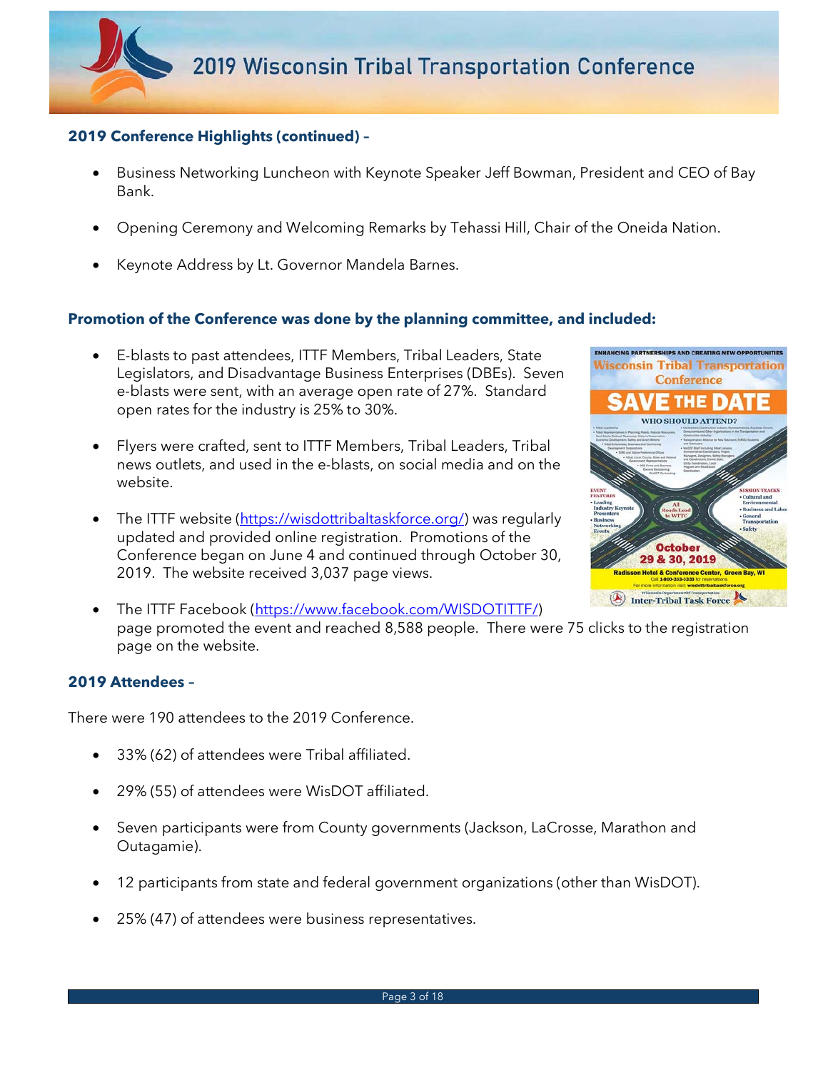**2019 Conference Highlights (continued) –**

- Business Networking Luncheon with Keynote Speaker Jeff Bowman, President and CEO of Bay Bank.
- Opening Ceremony and Welcoming Remarks by Tehassi Hill, Chair of the Oneida Nation.
- Keynote Address by Lt. Governor Mandela Barnes.

**Promotion of the Conference was done by the planning committee, and included:**

- E-blasts to past attendees, ITTF Members, Tribal Leaders, State Legislators, and Disadvantage Business Enterprises (DBEs). Seven e-blasts were sent, with an average open rate of 27%. Standard open rates for the industry is 25% to 30%.
- Flyers were crafted, sent to ITTF Members, Tribal Leaders, Tribal news outlets, and used in the e-blasts, on social media and on the website.
- The ITTF website (https://wisdottribaltaskforce.org/) was regularly updated and provided online registration. Promotions of the Conference began on June 4 and continued through October 30, 2019. The website received 3,037 page views.
- The ITTF Facebook (https://www.facebook.com/WISDOTITTF/) page promoted the event and reached 8,588 people. There were 75 clicks to the registration page on the website.

**2019 Attendees –**

There were 190 attendees to the 2019 Conference.

- 33% (62) of attendees were Tribal affiliated.
- 29% (55) of attendees were WisDOT affiliated.
- Seven participants were from County governments (Jackson, LaCrosse, Marathon and Outagamie).
- 12 participants from state and federal government organizations (other than WisDOT).
- 25% (47) of attendees were business representatives.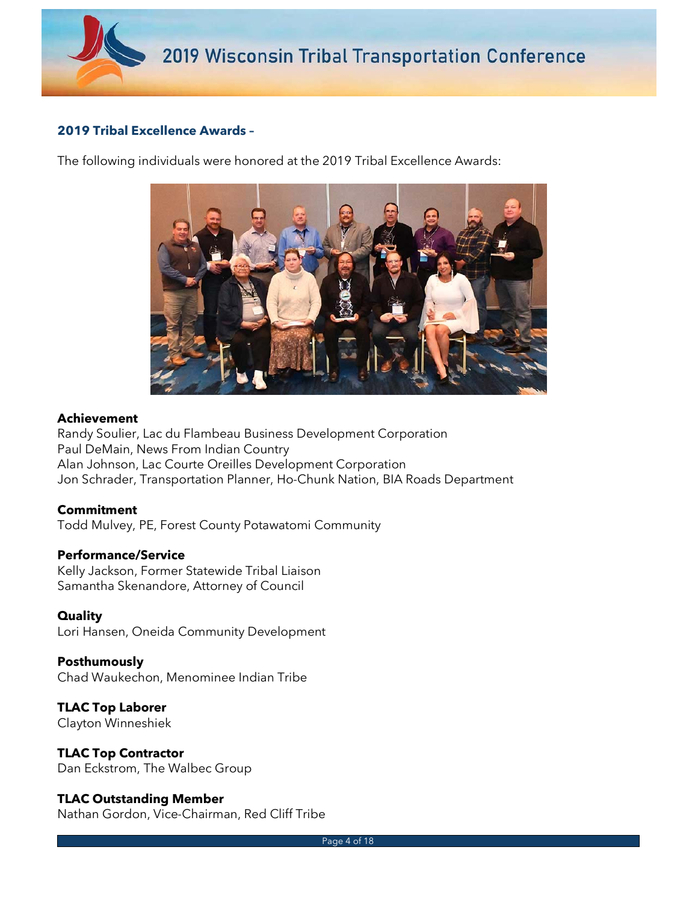## 2019 Tribal Excellence Awards –

The following individuals were honored at the 2019 Tribal Excellence Awards:

**Achievement**
Randy Soulier, Lac du Flambeau Business Development Corporation
Paul DeMain, News From Indian Country
Alan Johnson, Lac Courte Oreilles Development Corporation
Jon Schrader, Transportation Planner, Ho-Chunk Nation, BIA Roads Department

**Commitment**
Todd Mulvey, PE, Forest County Potawatomi Community

**Performance/Service**
Kelly Jackson, Former Statewide Tribal Liaison
Samantha Skenandore, Attorney of Council

**Quality**
Lori Hansen, Oneida Community Development

**Posthumously**
Chad Waukechon, Menominee Indian Tribe

**TLAC Top Laborer**
Clayton Winneshiek

**TLAC Top Contractor**
Dan Eckstrom, The Walbec Group

**TLAC Outstanding Member**
Nathan Gordon, Vice-Chairman, Red Cliff Tribe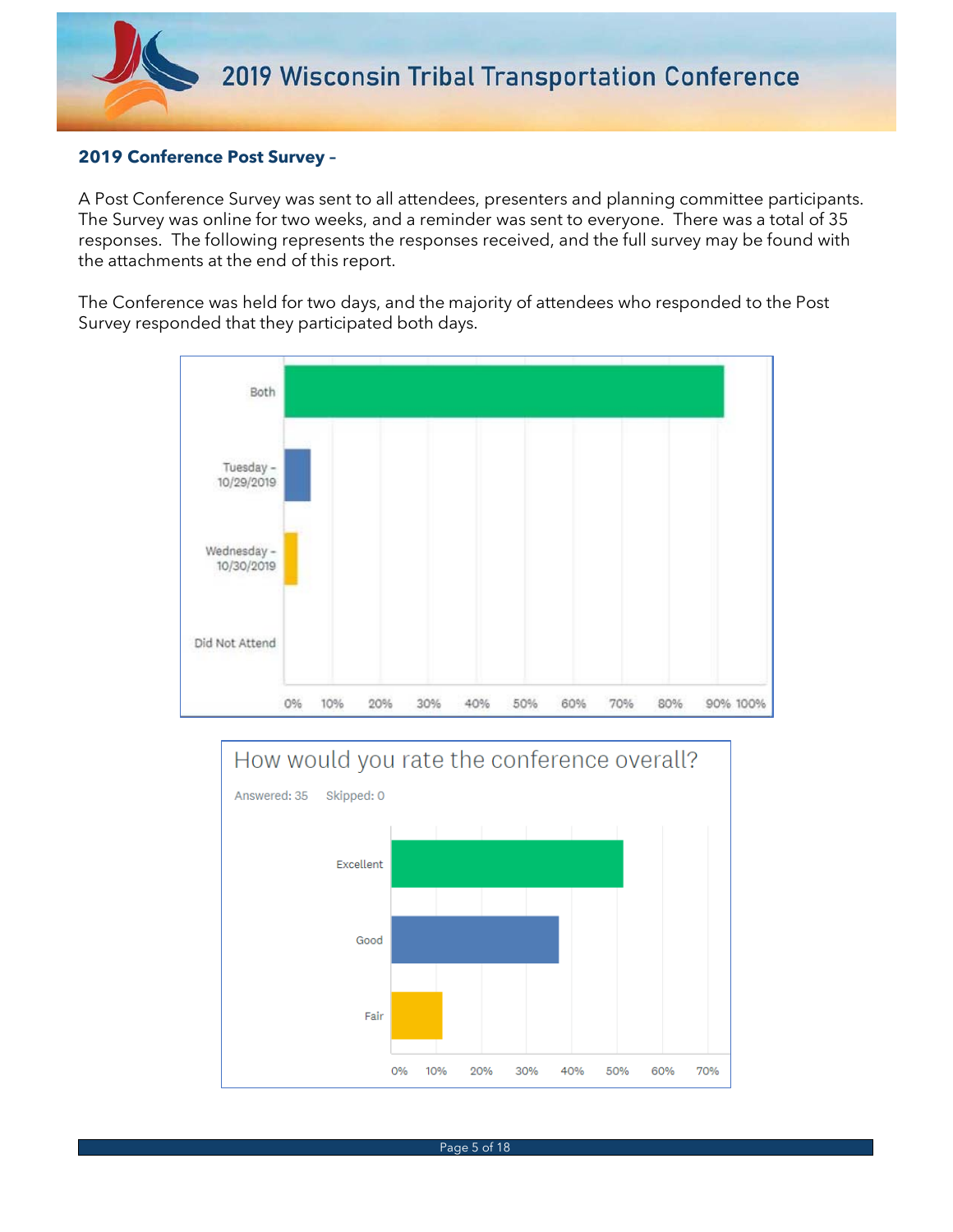## 2019 Conference Post Survey –

A Post Conference Survey was sent to all attendees, presenters and planning committee participants. The Survey was online for two weeks, and a reminder was sent to everyone. There was a total of 35 responses. The following represents the responses received, and the full survey may be found with the attachments at the end of this report.

The Conference was held for two days, and the majority of attendees who responded to the Post Survey responded that they participated both days.

Both

Tuesday – 10/29/2019

Wednesday – 10/30/2019

Did Not Attend

0% 10% 20% 30% 40% 50% 60% 70% 80% 90% 100%

How would you rate the conference overall?

Answered: 35 Skipped: 0

Excellent

Good

Fair

0% 10% 20% 30% 40% 50% 60% 70%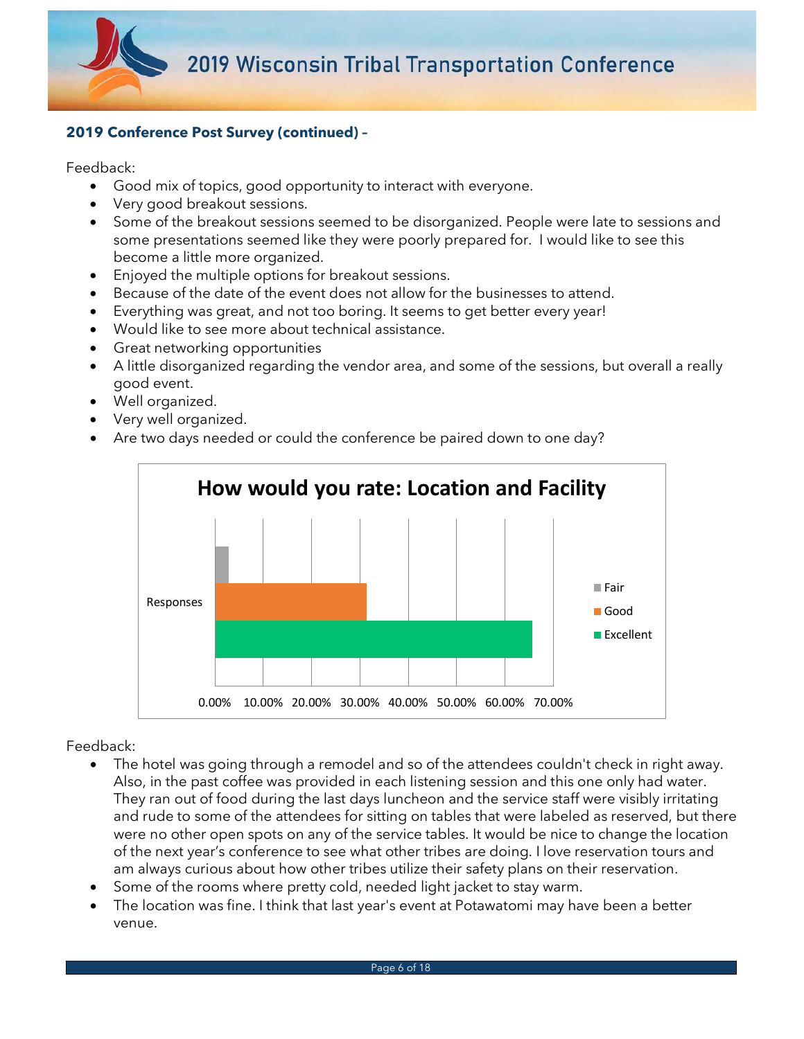**2019 Conference Post Survey (continued) –**

Feedback:

- Good mix of topics, good opportunity to interact with everyone.
- Very good breakout sessions.
- Some of the breakout sessions seemed to be disorganized. People were late to sessions and some presentations seemed like they were poorly prepared for. I would like to see this become a little more organized.
- Enjoyed the multiple options for breakout sessions.
- Because of the date of the event does not allow for the businesses to attend.
- Everything was great, and not too boring. It seems to get better every year!
- Would like to see more about technical assistance.
- Great networking opportunities
- A little disorganized regarding the vendor area, and some of the sessions, but overall a really good event.
- Well organized.
- Very well organized.
- Are two days needed or could the conference be paired down to one day?

**How would you rate: Location and Facility**

| Responses | Percentage (approx.) |
| --- | --- |
| Fair | ~3% |
| Good | ~31% |
| Excellent | ~66% |

Feedback:

- The hotel was going through a remodel and so of the attendees couldn't check in right away. Also, in the past coffee was provided in each listening session and this one only had water. They ran out of food during the last days luncheon and the service staff were visibly irritating and rude to some of the attendees for sitting on tables that were labeled as reserved, but there were no other open spots on any of the service tables. It would be nice to change the location of the next year's conference to see what other tribes are doing. I love reservation tours and am always curious about how other tribes utilize their safety plans on their reservation.
- Some of the rooms where pretty cold, needed light jacket to stay warm.
- The location was fine. I think that last year's event at Potawatomi may have been a better venue.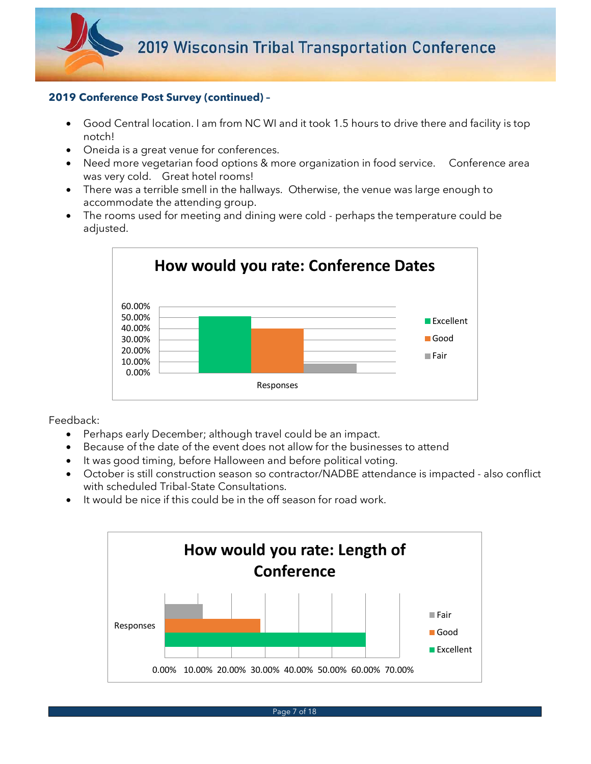**2019 Conference Post Survey (continued) –**

- Good Central location. I am from NC WI and it took 1.5 hours to drive there and facility is top notch!
- Oneida is a great venue for conferences.
- Need more vegetarian food options & more organization in food service.  Conference area was very cold.  Great hotel rooms!
- There was a terrible smell in the hallways. Otherwise, the venue was large enough to accommodate the attending group.
- The rooms used for meeting and dining were cold - perhaps the temperature could be adjusted.

**How would you rate: Conference Dates**

| Responses | Percentage |
|---|---|
| Excellent | ~50% |
| Good | ~40% |
| Fair | ~8% |

Feedback:

- Perhaps early December; although travel could be an impact.
- Because of the date of the event does not allow for the businesses to attend
- It was good timing, before Halloween and before political voting.
- October is still construction season so contractor/NADBE attendance is impacted - also conflict with scheduled Tribal-State Consultations.
- It would be nice if this could be in the off season for road work.

**How would you rate: Length of Conference**

| Responses | Percentage |
|---|---|
| Excellent | ~60% |
| Good | ~29% |
| Fair | ~11% |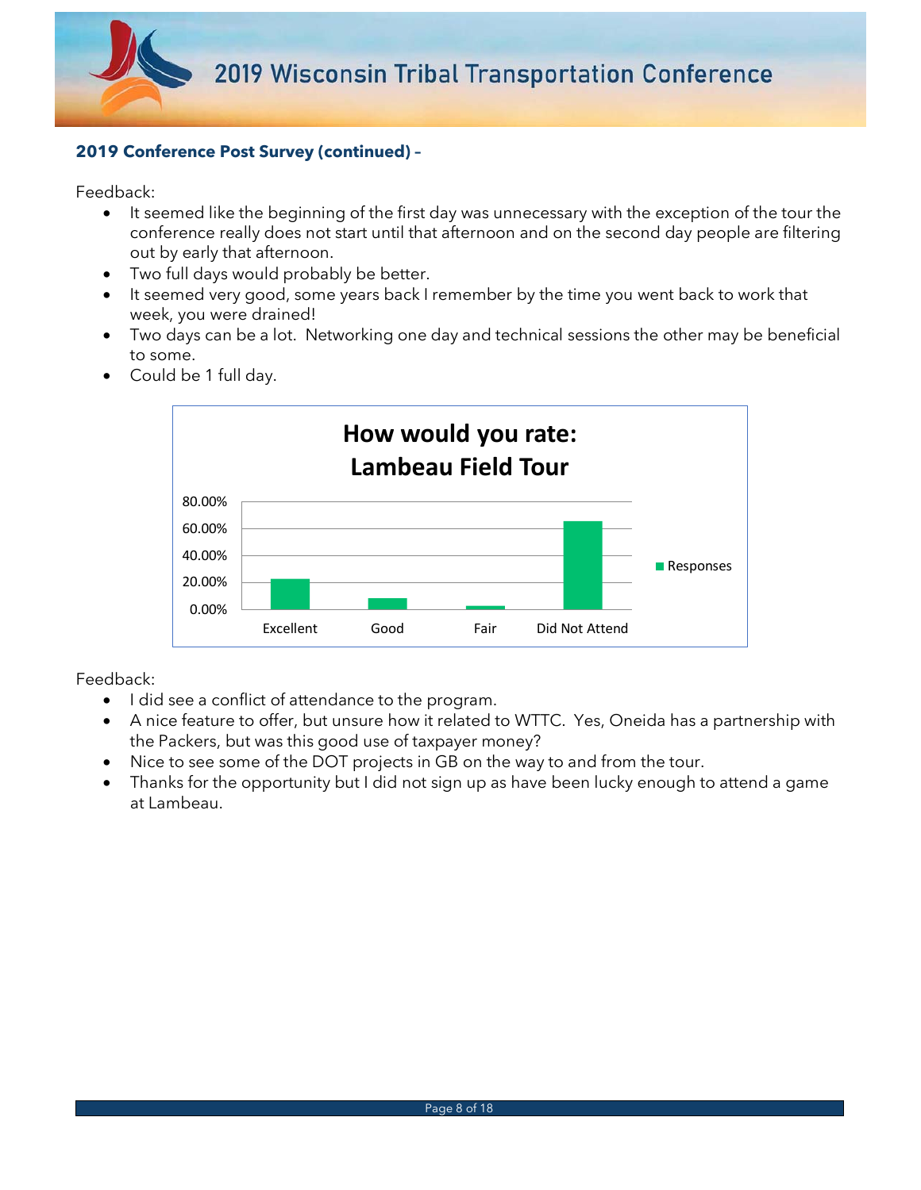**2019 Conference Post Survey (continued) –**

Feedback:

- It seemed like the beginning of the first day was unnecessary with the exception of the tour the conference really does not start until that afternoon and on the second day people are filtering out by early that afternoon.
- Two full days would probably be better.
- It seemed very good, some years back I remember by the time you went back to work that week, you were drained!
- Two days can be a lot. Networking one day and technical sessions the other may be beneficial to some.
- Could be 1 full day.

**How would you rate: Lambeau Field Tour**

| | Responses |
|---|---|
| Excellent | ~22% |
| Good | ~8% |
| Fair | ~2% |
| Did Not Attend | ~65% |

Feedback:

- I did see a conflict of attendance to the program.
- A nice feature to offer, but unsure how it related to WTTC. Yes, Oneida has a partnership with the Packers, but was this good use of taxpayer money?
- Nice to see some of the DOT projects in GB on the way to and from the tour.
- Thanks for the opportunity but I did not sign up as have been lucky enough to attend a game at Lambeau.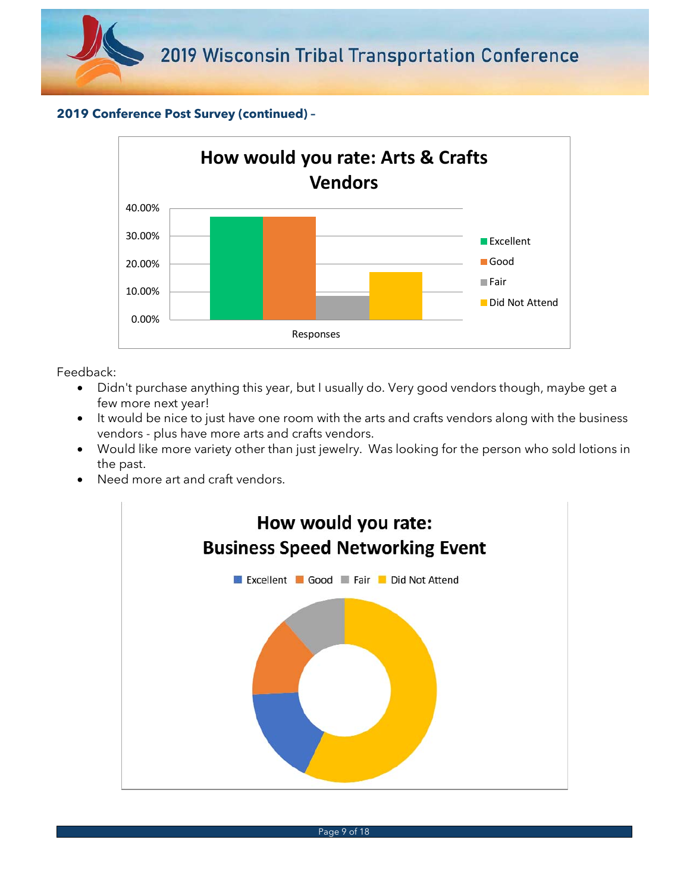**2019 Conference Post Survey (continued) –**

**How would you rate: Arts & Crafts Vendors**

Feedback:

- Didn't purchase anything this year, but I usually do. Very good vendors though, maybe get a few more next year!
- It would be nice to just have one room with the arts and crafts vendors along with the business vendors - plus have more arts and crafts vendors.
- Would like more variety other than just jewelry. Was looking for the person who sold lotions in the past.
- Need more art and craft vendors.

**How would you rate: Business Speed Networking Event**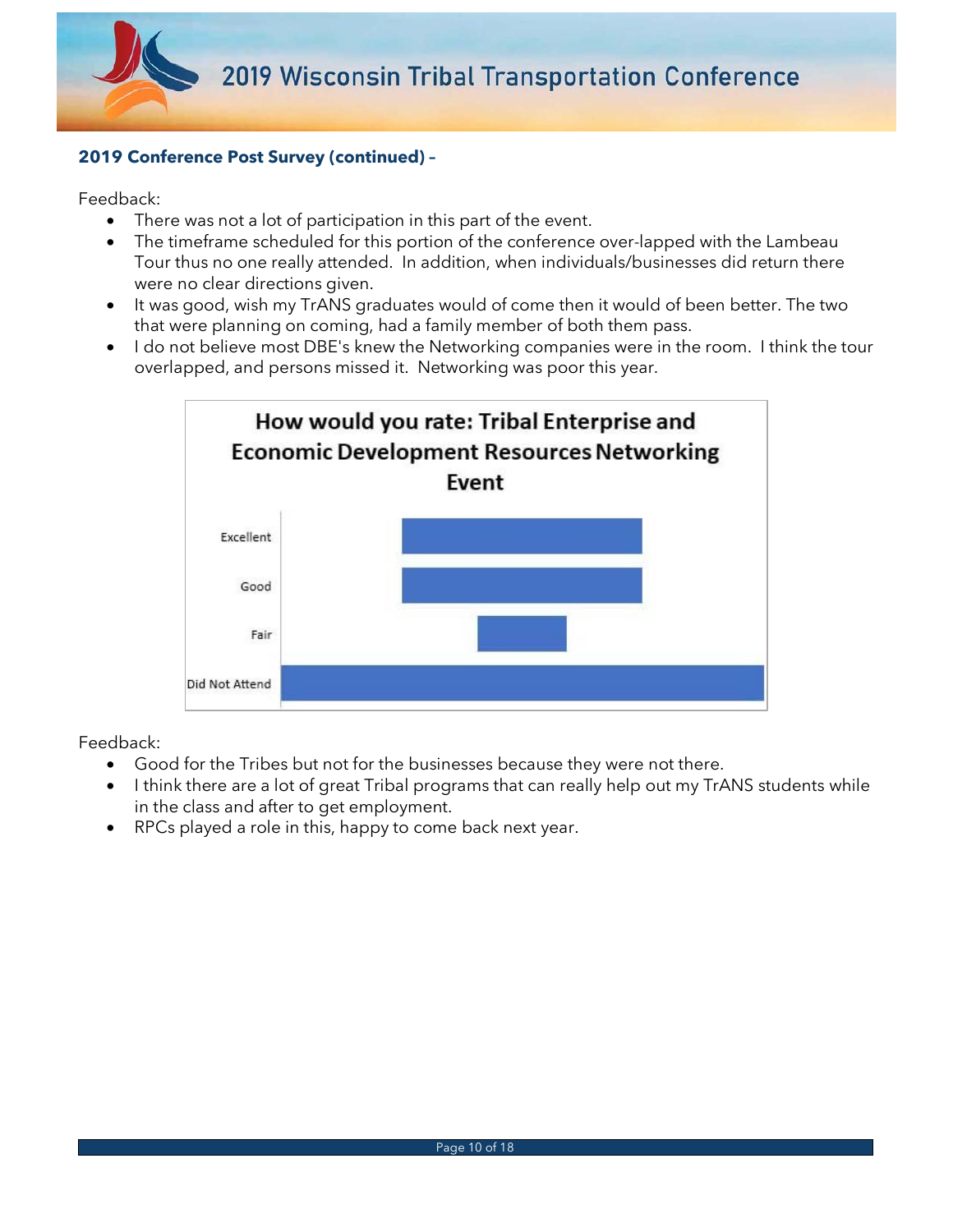**2019 Conference Post Survey (continued) –**

Feedback:

- There was not a lot of participation in this part of the event.
- The timeframe scheduled for this portion of the conference over-lapped with the Lambeau Tour thus no one really attended. In addition, when individuals/businesses did return there were no clear directions given.
- It was good, wish my TrANS graduates would of come then it would of been better. The two that were planning on coming, had a family member of both them pass.
- I do not believe most DBE's knew the Networking companies were in the room. I think the tour overlapped, and persons missed it. Networking was poor this year.

**How would you rate: Tribal Enterprise and Economic Development Resources Networking Event**

Excellent

Good

Fair

Did Not Attend

Feedback:

- Good for the Tribes but not for the businesses because they were not there.
- I think there are a lot of great Tribal programs that can really help out my TrANS students while in the class and after to get employment.
- RPCs played a role in this, happy to come back next year.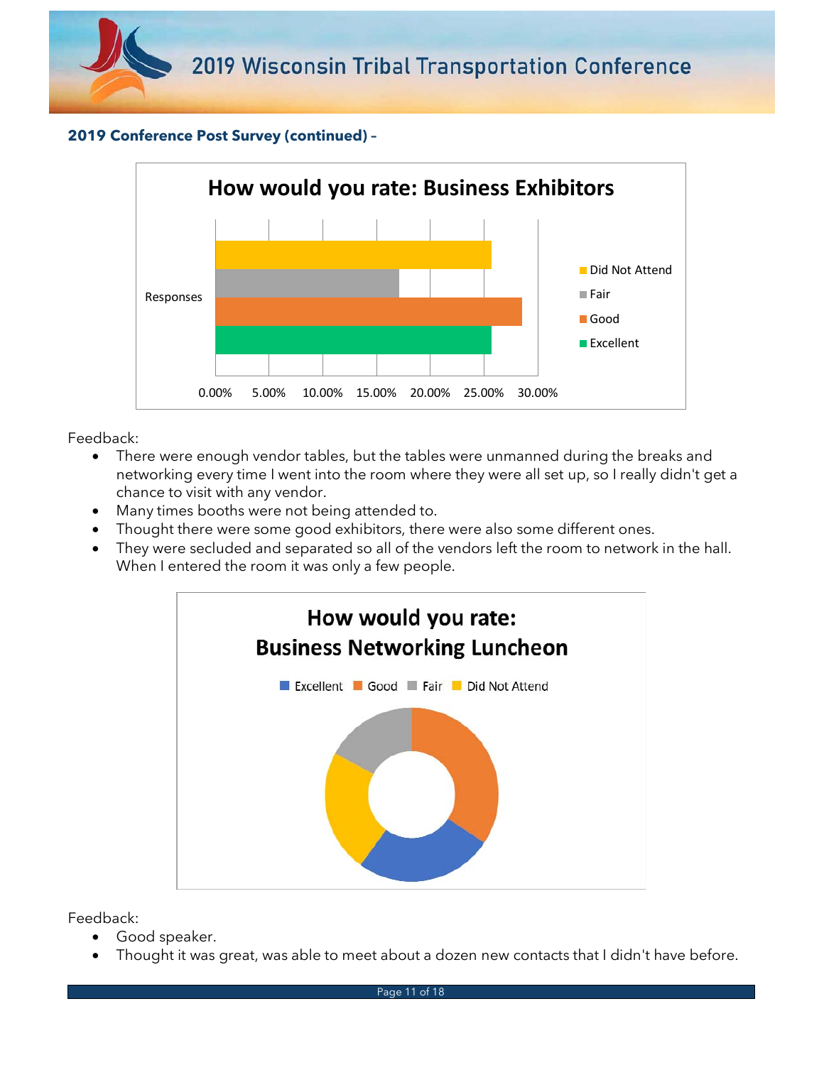**2019 Conference Post Survey (continued) –**

How would you rate: Business Exhibitors

Feedback:

- There were enough vendor tables, but the tables were unmanned during the breaks and networking every time I went into the room where they were all set up, so I really didn't get a chance to visit with any vendor.
- Many times booths were not being attended to.
- Thought there were some good exhibitors, there were also some different ones.
- They were secluded and separated so all of the vendors left the room to network in the hall. When I entered the room it was only a few people.

How would you rate: Business Networking Luncheon

Feedback:

- Good speaker.
- Thought it was great, was able to meet about a dozen new contacts that I didn't have before.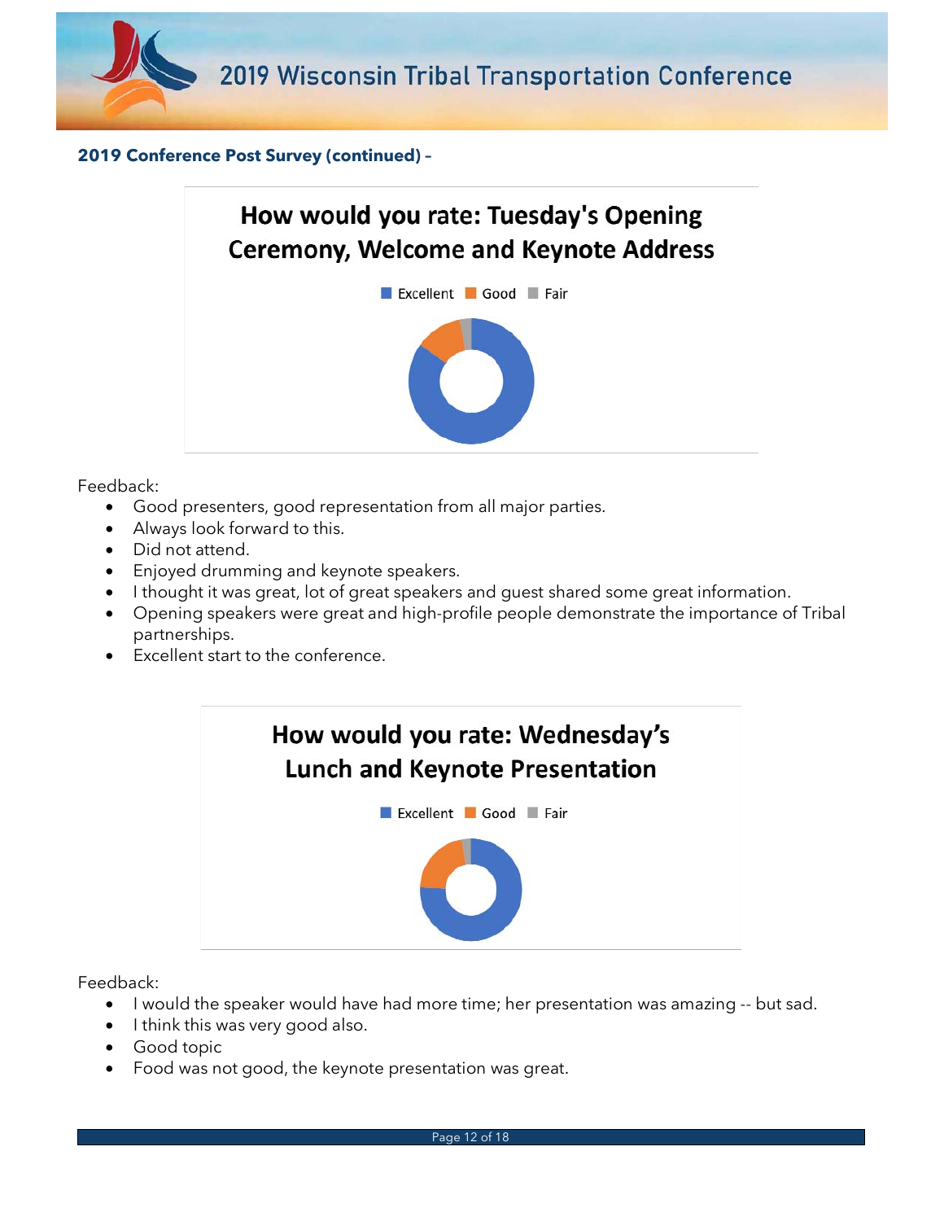**2019 Conference Post Survey (continued) –**

**How would you rate: Tuesday's Opening Ceremony, Welcome and Keynote Address**

Excellent Good Fair

Feedback:

- Good presenters, good representation from all major parties.
- Always look forward to this.
- Did not attend.
- Enjoyed drumming and keynote speakers.
- I thought it was great, lot of great speakers and guest shared some great information.
- Opening speakers were great and high-profile people demonstrate the importance of Tribal partnerships.
- Excellent start to the conference.

**How would you rate: Wednesday's Lunch and Keynote Presentation**

Excellent Good Fair

Feedback:

- I would the speaker would have had more time; her presentation was amazing -- but sad.
- I think this was very good also.
- Good topic
- Food was not good, the keynote presentation was great.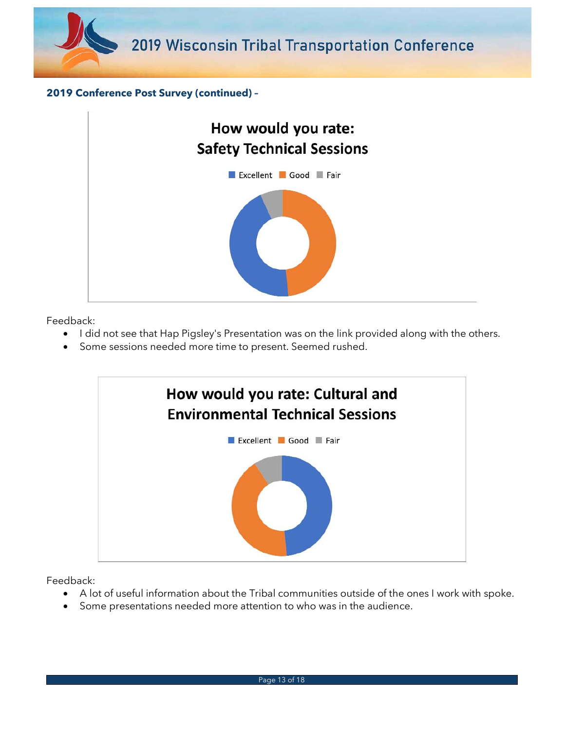### 2019 Conference Post Survey (continued) –

**How would you rate: Safety Technical Sessions**

Excellent · Good · Fair

Feedback:

- I did not see that Hap Pigsley's Presentation was on the link provided along with the others.
- Some sessions needed more time to present. Seemed rushed.

**How would you rate: Cultural and Environmental Technical Sessions**

Excellent · Good · Fair

Feedback:

- A lot of useful information about the Tribal communities outside of the ones I work with spoke.
- Some presentations needed more attention to who was in the audience.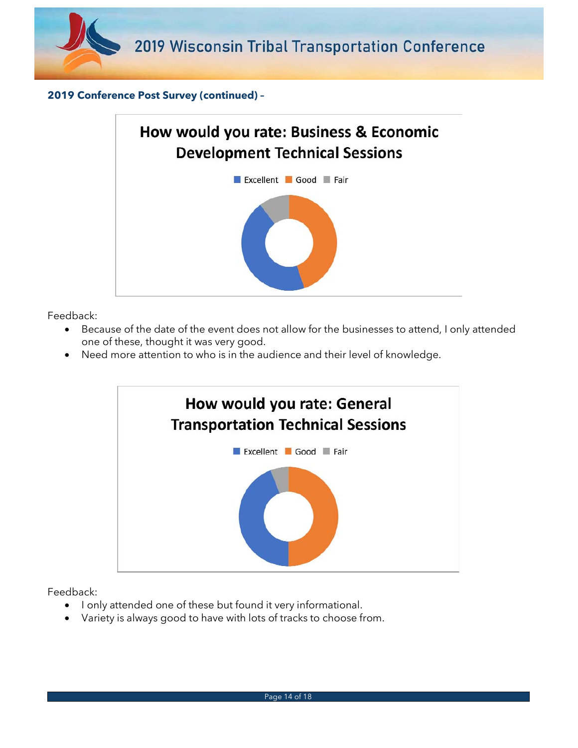**2019 Conference Post Survey (continued) –**

**How would you rate: Business & Economic Development Technical Sessions**

Excellent Good Fair

Feedback:

- Because of the date of the event does not allow for the businesses to attend, I only attended one of these, thought it was very good.
- Need more attention to who is in the audience and their level of knowledge.

**How would you rate: General Transportation Technical Sessions**

Excellent Good Fair

Feedback:

- I only attended one of these but found it very informational.
- Variety is always good to have with lots of tracks to choose from.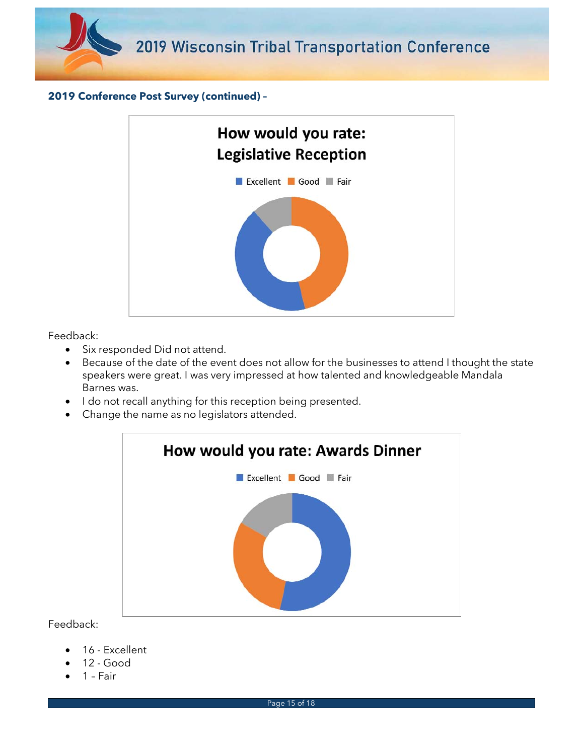**2019 Conference Post Survey (continued) –**

**How would you rate: Legislative Reception**

Excellent | Good | Fair

Feedback:

- Six responded Did not attend.
- Because of the date of the event does not allow for the businesses to attend I thought the state speakers were great. I was very impressed at how talented and knowledgeable Mandala Barnes was.
- I do not recall anything for this reception being presented.
- Change the name as no legislators attended.

**How would you rate: Awards Dinner**

Excellent | Good | Fair

Feedback:

- 16 - Excellent
- 12 - Good
- 1 – Fair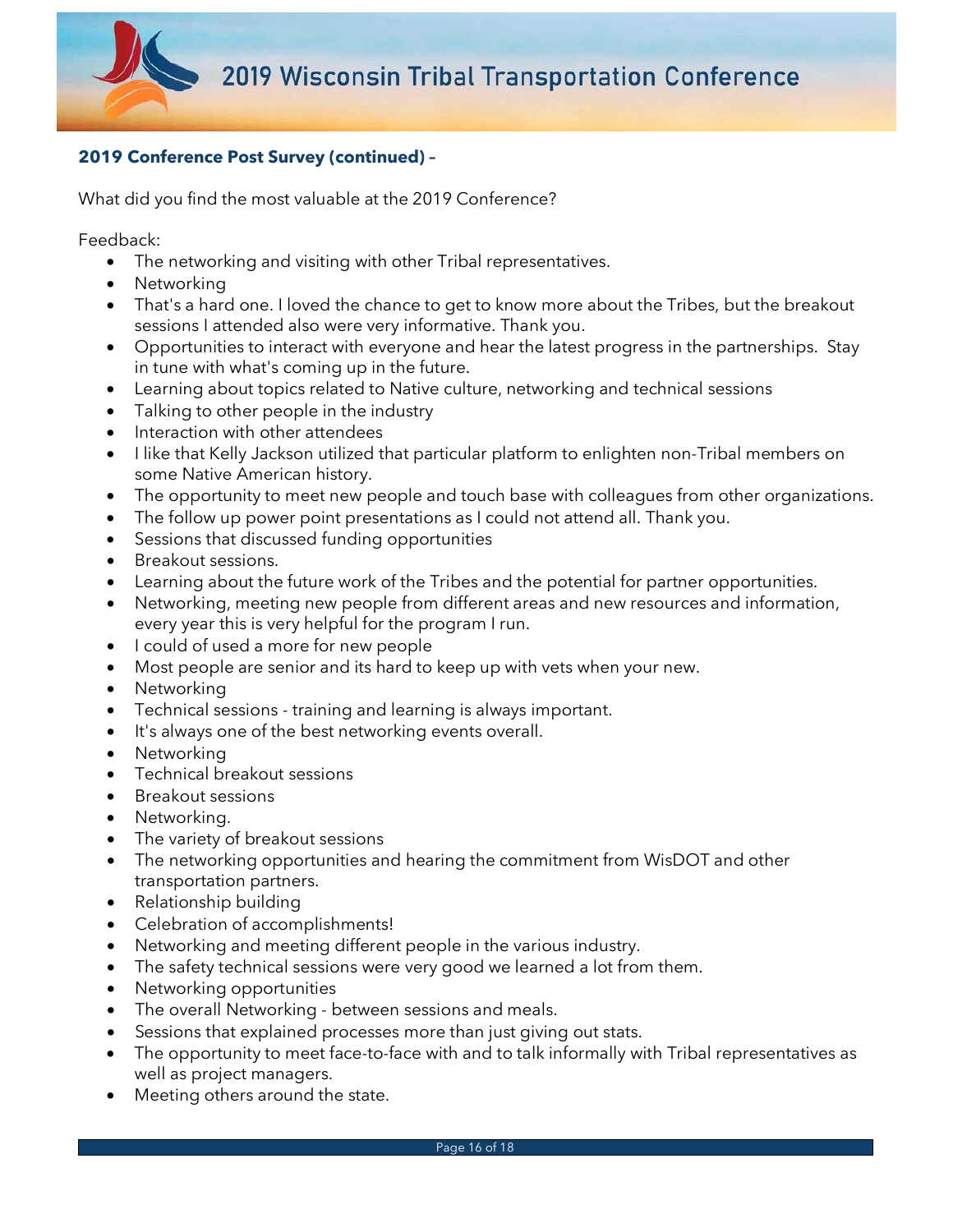**2019 Conference Post Survey (continued) –**

What did you find the most valuable at the 2019 Conference?

Feedback:

- The networking and visiting with other Tribal representatives.
- Networking
- That's a hard one. I loved the chance to get to know more about the Tribes, but the breakout sessions I attended also were very informative. Thank you.
- Opportunities to interact with everyone and hear the latest progress in the partnerships. Stay in tune with what's coming up in the future.
- Learning about topics related to Native culture, networking and technical sessions
- Talking to other people in the industry
- Interaction with other attendees
- I like that Kelly Jackson utilized that particular platform to enlighten non-Tribal members on some Native American history.
- The opportunity to meet new people and touch base with colleagues from other organizations.
- The follow up power point presentations as I could not attend all. Thank you.
- Sessions that discussed funding opportunities
- Breakout sessions.
- Learning about the future work of the Tribes and the potential for partner opportunities.
- Networking, meeting new people from different areas and new resources and information, every year this is very helpful for the program I run.
- I could of used a more for new people
- Most people are senior and its hard to keep up with vets when your new.
- Networking
- Technical sessions - training and learning is always important.
- It's always one of the best networking events overall.
- Networking
- Technical breakout sessions
- Breakout sessions
- Networking.
- The variety of breakout sessions
- The networking opportunities and hearing the commitment from WisDOT and other transportation partners.
- Relationship building
- Celebration of accomplishments!
- Networking and meeting different people in the various industry.
- The safety technical sessions were very good we learned a lot from them.
- Networking opportunities
- The overall Networking - between sessions and meals.
- Sessions that explained processes more than just giving out stats.
- The opportunity to meet face-to-face with and to talk informally with Tribal representatives as well as project managers.
- Meeting others around the state.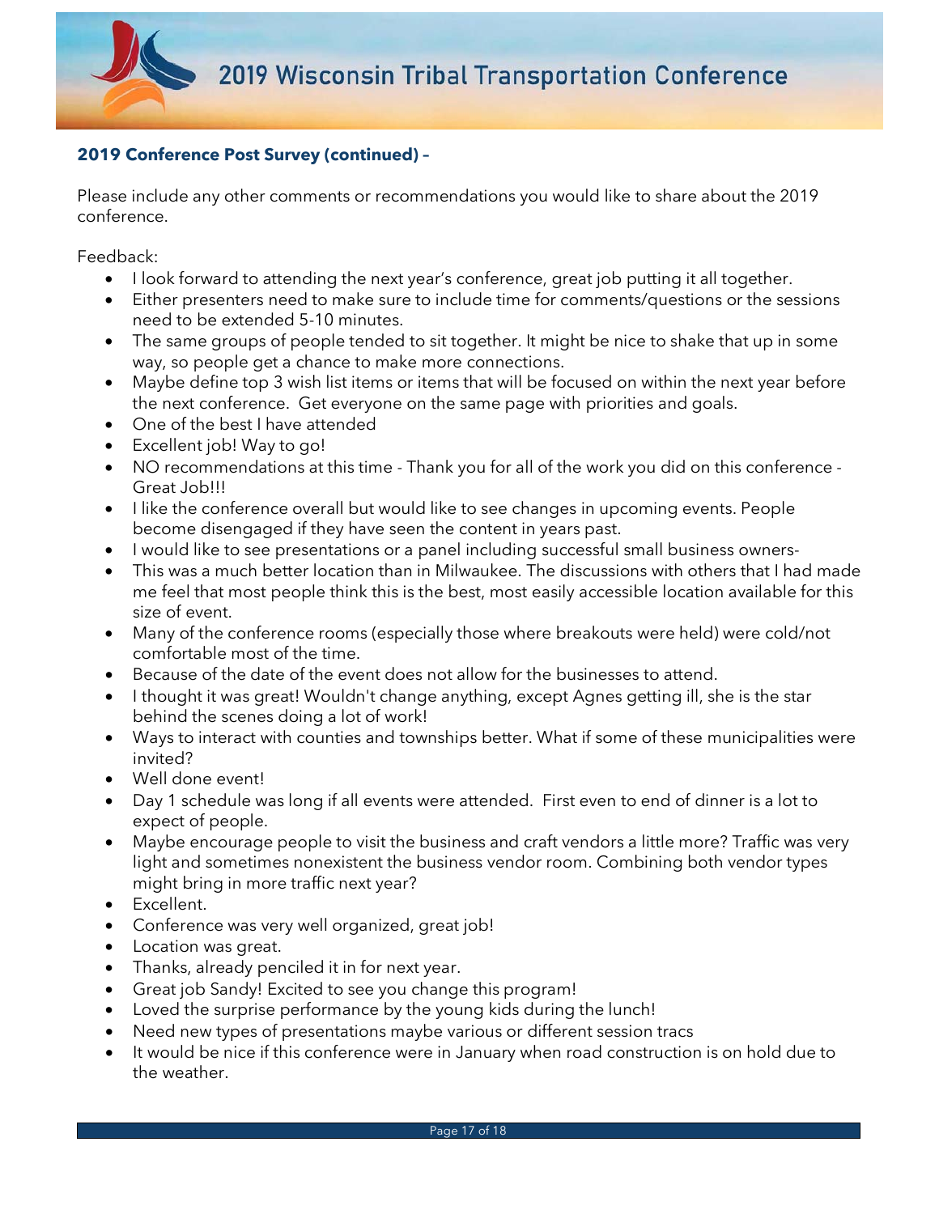**2019 Conference Post Survey (continued) –**

Please include any other comments or recommendations you would like to share about the 2019 conference.

Feedback:

- I look forward to attending the next year's conference, great job putting it all together.
- Either presenters need to make sure to include time for comments/questions or the sessions need to be extended 5-10 minutes.
- The same groups of people tended to sit together. It might be nice to shake that up in some way, so people get a chance to make more connections.
- Maybe define top 3 wish list items or items that will be focused on within the next year before the next conference. Get everyone on the same page with priorities and goals.
- One of the best I have attended
- Excellent job! Way to go!
- NO recommendations at this time - Thank you for all of the work you did on this conference - Great Job!!!
- I like the conference overall but would like to see changes in upcoming events. People become disengaged if they have seen the content in years past.
- I would like to see presentations or a panel including successful small business owners-
- This was a much better location than in Milwaukee. The discussions with others that I had made me feel that most people think this is the best, most easily accessible location available for this size of event.
- Many of the conference rooms (especially those where breakouts were held) were cold/not comfortable most of the time.
- Because of the date of the event does not allow for the businesses to attend.
- I thought it was great! Wouldn't change anything, except Agnes getting ill, she is the star behind the scenes doing a lot of work!
- Ways to interact with counties and townships better. What if some of these municipalities were invited?
- Well done event!
- Day 1 schedule was long if all events were attended. First even to end of dinner is a lot to expect of people.
- Maybe encourage people to visit the business and craft vendors a little more? Traffic was very light and sometimes nonexistent the business vendor room. Combining both vendor types might bring in more traffic next year?
- Excellent.
- Conference was very well organized, great job!
- Location was great.
- Thanks, already penciled it in for next year.
- Great job Sandy! Excited to see you change this program!
- Loved the surprise performance by the young kids during the lunch!
- Need new types of presentations maybe various or different session tracs
- It would be nice if this conference were in January when road construction is on hold due to the weather.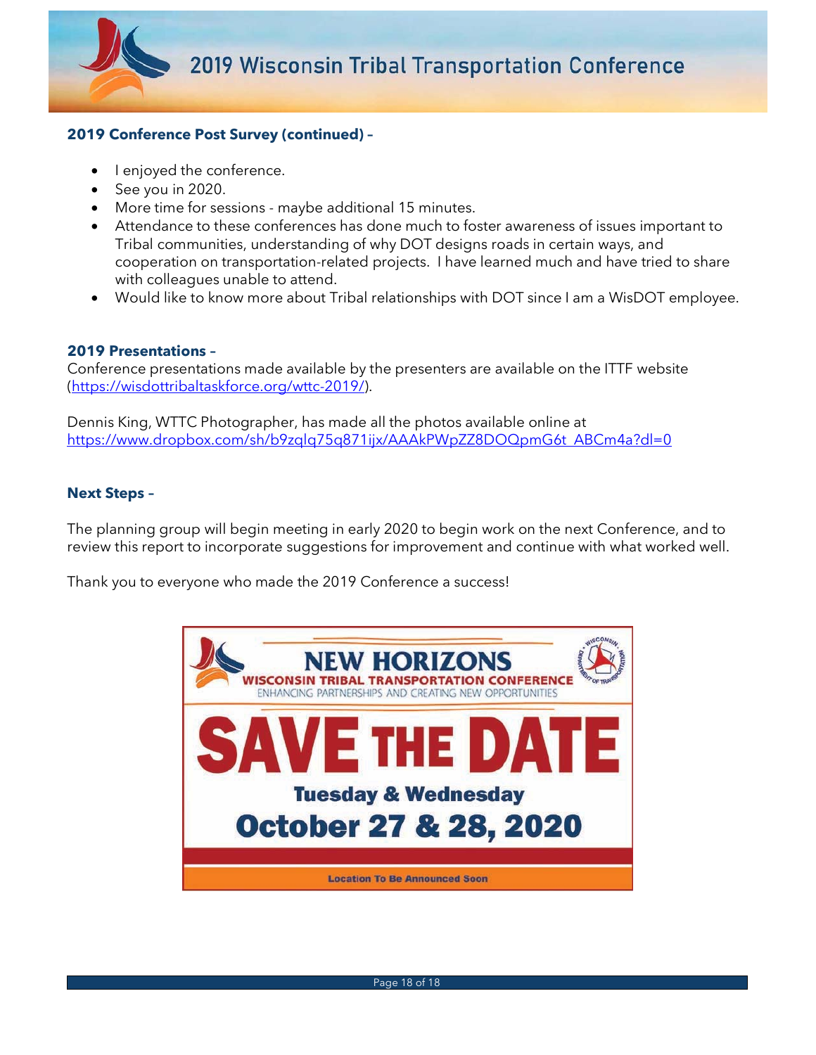**2019 Conference Post Survey (continued) –**

- I enjoyed the conference.
- See you in 2020.
- More time for sessions - maybe additional 15 minutes.
- Attendance to these conferences has done much to foster awareness of issues important to Tribal communities, understanding of why DOT designs roads in certain ways, and cooperation on transportation-related projects. I have learned much and have tried to share with colleagues unable to attend.
- Would like to know more about Tribal relationships with DOT since I am a WisDOT employee.

**2019 Presentations –**

Conference presentations made available by the presenters are available on the ITTF website (https://wisdottribaltaskforce.org/wttc-2019/).

Dennis King, WTTC Photographer, has made all the photos available online at https://www.dropbox.com/sh/b9zqlq75q871ijx/AAAkPWpZZ8DOQpmG6t_ABCm4a?dl=0

**Next Steps –**

The planning group will begin meeting in early 2020 to begin work on the next Conference, and to review this report to incorporate suggestions for improvement and continue with what worked well.

Thank you to everyone who made the 2019 Conference a success!

NEW HORIZONS
WISCONSIN TRIBAL TRANSPORTATION CONFERENCE
ENHANCING PARTNERSHIPS AND CREATING NEW OPPORTUNITIES

SAVE THE DATE

Tuesday & Wednesday
October 27 & 28, 2020

Location To Be Announced Soon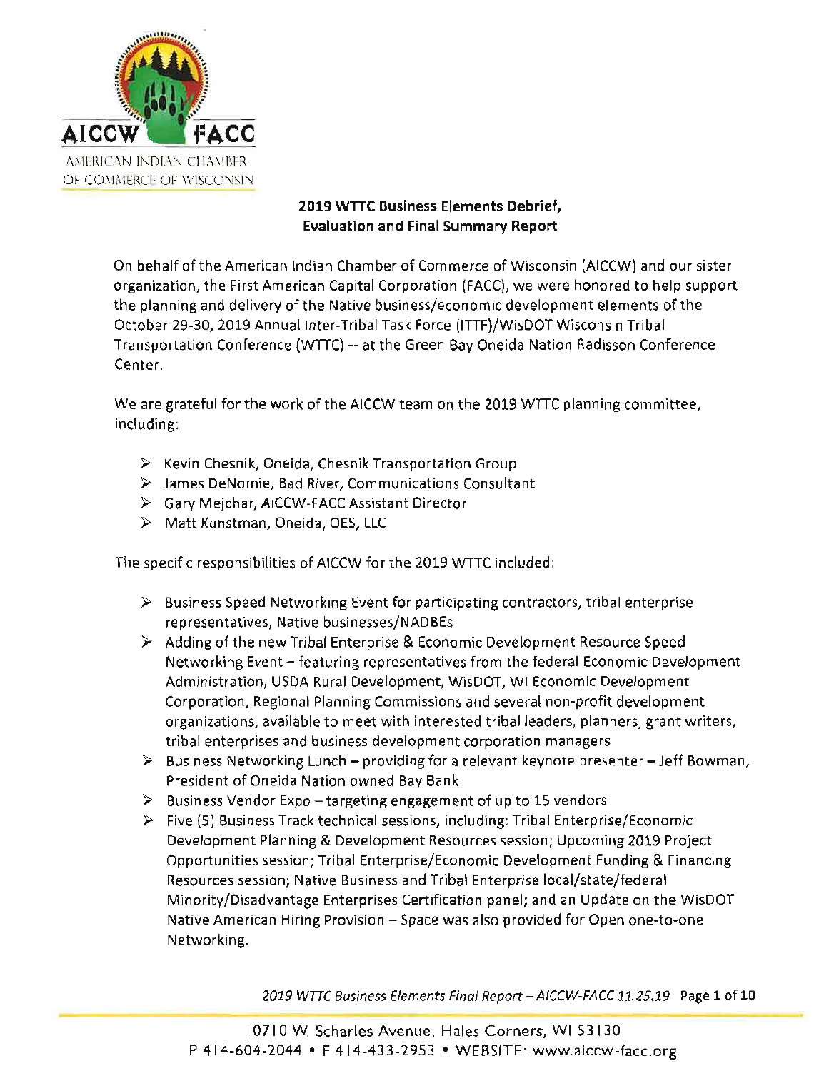AICCW FACC

AMERICAN INDIAN CHAMBER OF COMMERCE OF WISCONSIN

## 2019 WTTC Business Elements Debrief, Evaluation and Final Summary Report

On behalf of the American Indian Chamber of Commerce of Wisconsin (AICCW) and our sister organization, the First American Capital Corporation (FACC), we were honored to help support the planning and delivery of the Native business/economic development elements of the October 29-30, 2019 Annual Inter-Tribal Task Force (ITTF)/WisDOT Wisconsin Tribal Transportation Conference (WTTC) -- at the Green Bay Oneida Nation Radisson Conference Center.

We are grateful for the work of the AICCW team on the 2019 WTTC planning committee, including:

- Kevin Chesnik, Oneida, Chesnik Transportation Group
- James DeNomie, Bad River, Communications Consultant
- Gary Mejchar, AICCW-FACC Assistant Director
- Matt Kunstman, Oneida, OES, LLC

The specific responsibilities of AICCW for the 2019 WTTC included:

- Business Speed Networking Event for participating contractors, tribal enterprise representatives, Native businesses/NADBEs
- Adding of the new Tribal Enterprise & Economic Development Resource Speed Networking Event – featuring representatives from the federal Economic Development Administration, USDA Rural Development, WisDOT, WI Economic Development Corporation, Regional Planning Commissions and several non-profit development organizations, available to meet with interested tribal leaders, planners, grant writers, tribal enterprises and business development corporation managers
- Business Networking Lunch – providing for a relevant keynote presenter – Jeff Bowman, President of Oneida Nation owned Bay Bank
- Business Vendor Expo – targeting engagement of up to 15 vendors
- Five (5) Business Track technical sessions, including: Tribal Enterprise/Economic Development Planning & Development Resources session; Upcoming 2019 Project Opportunities session; Tribal Enterprise/Economic Development Funding & Financing Resources session; Native Business and Tribal Enterprise local/state/federal Minority/Disadvantage Enterprises Certification panel; and an Update on the WisDOT Native American Hiring Provision – Space was also provided for Open one-to-one Networking.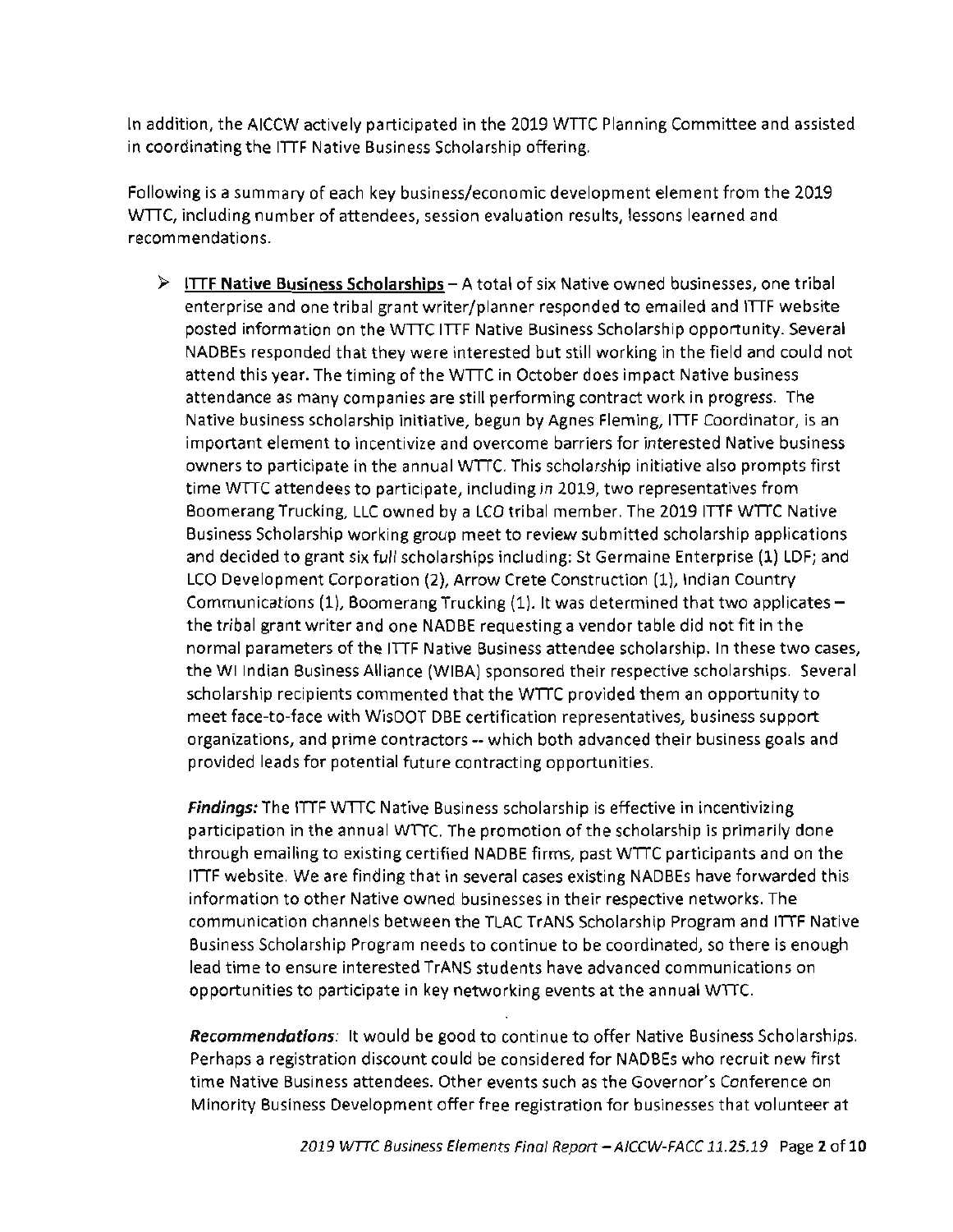In addition, the AICCW actively participated in the 2019 WTTC Planning Committee and assisted in coordinating the ITTF Native Business Scholarship offering.

Following is a summary of each key business/economic development element from the 2019 WTTC, including number of attendees, session evaluation results, lessons learned and recommendations.

- **ITTF Native Business Scholarships** – A total of six Native owned businesses, one tribal enterprise and one tribal grant writer/planner responded to emailed and ITTF website posted information on the WTTC ITTF Native Business Scholarship opportunity. Several NADBEs responded that they were interested but still working in the field and could not attend this year. The timing of the WTTC in October does impact Native business attendance as many companies are still performing contract work in progress. The Native business scholarship initiative, begun by Agnes Fleming, ITTF Coordinator, is an important element to incentivize and overcome barriers for interested Native business owners to participate in the annual WTTC. This scholarship initiative also prompts first time WTTC attendees to participate, including in 2019, two representatives from Boomerang Trucking, LLC owned by a LCO tribal member. The 2019 ITTF WTTC Native Business Scholarship working group meet to review submitted scholarship applications and decided to grant six *full* scholarships including: St Germaine Enterprise (1) LDF; and LCO Development Corporation (2), Arrow Crete Construction (1), Indian Country Communications (1), Boomerang Trucking (1). It was determined that two applicates – the tribal grant writer and one NADBE requesting a vendor table did not fit in the normal parameters of the ITTF Native Business attendee scholarship. In these two cases, the WI Indian Business Alliance (WIBA) sponsored their respective scholarships. Several scholarship recipients commented that the WTTC provided them an opportunity to meet face-to-face with WisDOT DBE certification representatives, business support organizations, and prime contractors -- which both advanced their business goals and provided leads for potential future contracting opportunities.

  ***Findings:*** The ITTF WTTC Native Business scholarship is effective in incentivizing participation in the annual WTTC. The promotion of the scholarship is primarily done through emailing to existing certified NADBE firms, past WTTC participants and on the ITTF website. We are finding that in several cases existing NADBEs have forwarded this information to other Native owned businesses in their respective networks. The communication channels between the TLAC TrANS Scholarship Program and ITTF Native Business Scholarship Program needs to continue to be coordinated, so there is enough lead time to ensure interested TrANS students have advanced communications on opportunities to participate in key networking events at the annual WTTC.

  ***Recommendations:*** It would be good to continue to offer Native Business Scholarships. Perhaps a registration discount could be considered for NADBEs who recruit new first time Native Business attendees. Other events such as the Governor's Conference on Minority Business Development offer free registration for businesses that volunteer at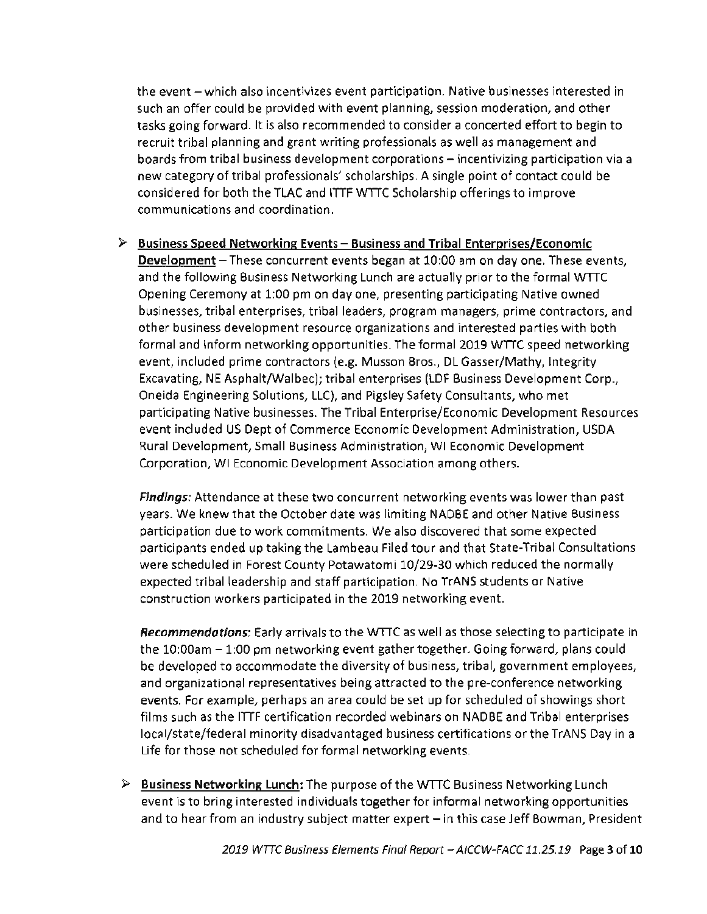the event – which also incentivizes event participation. Native businesses interested in such an offer could be provided with event planning, session moderation, and other tasks going forward. It is also recommended to consider a concerted effort to begin to recruit tribal planning and grant writing professionals as well as management and boards from tribal business development corporations – incentivizing participation via a new category of tribal professionals' scholarships. A single point of contact could be considered for both the TLAC and ITTF WTTC Scholarship offerings to improve communications and coordination.

- **Business Speed Networking Events – Business and Tribal Enterprises/Economic Development** – These concurrent events began at 10:00 am on day one. These events, and the following Business Networking Lunch are actually prior to the formal WTTC Opening Ceremony at 1:00 pm on day one, presenting participating Native owned businesses, tribal enterprises, tribal leaders, program managers, prime contractors, and other business development resource organizations and interested parties with both formal and inform networking opportunities. The formal 2019 WTTC speed networking event, included prime contractors (e.g. Musson Bros., DL Gasser/Mathy, Integrity Excavating, NE Asphalt/Walbec); tribal enterprises (LDF Business Development Corp., Oneida Engineering Solutions, LLC), and Pigsley Safety Consultants, who met participating Native businesses. The Tribal Enterprise/Economic Development Resources event included US Dept of Commerce Economic Development Administration, USDA Rural Development, Small Business Administration, WI Economic Development Corporation, WI Economic Development Association among others.

  ***Findings:*** Attendance at these two concurrent networking events was lower than past years. We knew that the October date was limiting NADBE and other Native Business participation due to work commitments. We also discovered that some expected participants ended up taking the Lambeau Filed tour and that State-Tribal Consultations were scheduled in Forest County Potawatomi 10/29-30 which reduced the normally expected tribal leadership and staff participation. No TrANS students or Native construction workers participated in the 2019 networking event.

  ***Recommendations:*** Early arrivals to the WTTC as well as those selecting to participate in the 10:00am – 1:00 pm networking event gather together. Going forward, plans could be developed to accommodate the diversity of business, tribal, government employees, and organizational representatives being attracted to the pre-conference networking events. For example, perhaps an area could be set up for scheduled of showings short films such as the ITTF certification recorded webinars on NADBE and Tribal enterprises local/state/federal minority disadvantaged business certifications or the TrANS Day in a Life for those not scheduled for formal networking events.

- **Business Networking Lunch:** The purpose of the WTTC Business Networking Lunch event is to bring interested individuals together for informal networking opportunities and to hear from an industry subject matter expert – in this case Jeff Bowman, President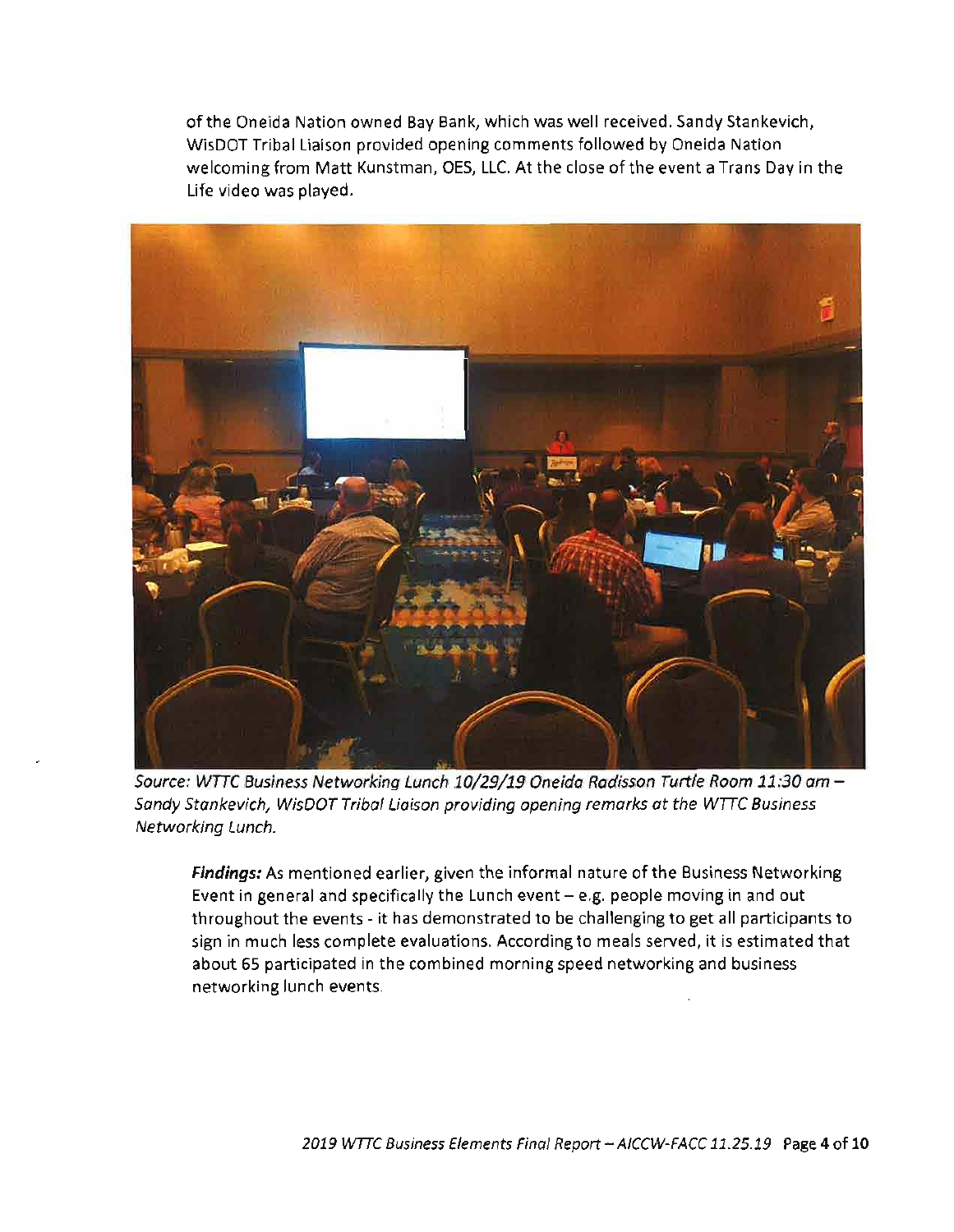of the Oneida Nation owned Bay Bank, which was well received. Sandy Stankevich, WisDOT Tribal Liaison provided opening comments followed by Oneida Nation welcoming from Matt Kunstman, OES, LLC. At the close of the event a Trans Day in the Life video was played.

*Source: WTTC Business Networking Lunch 10/29/19 Oneida Radisson Turtle Room 11:30 am – Sandy Stankevich, WisDOT Tribal Liaison providing opening remarks at the WTTC Business Networking Lunch.*

***Findings:*** As mentioned earlier, given the informal nature of the Business Networking Event in general and specifically the Lunch event – e.g. people moving in and out throughout the events - it has demonstrated to be challenging to get all participants to sign in much less complete evaluations. According to meals served, it is estimated that about 65 participated in the combined morning speed networking and business networking lunch events.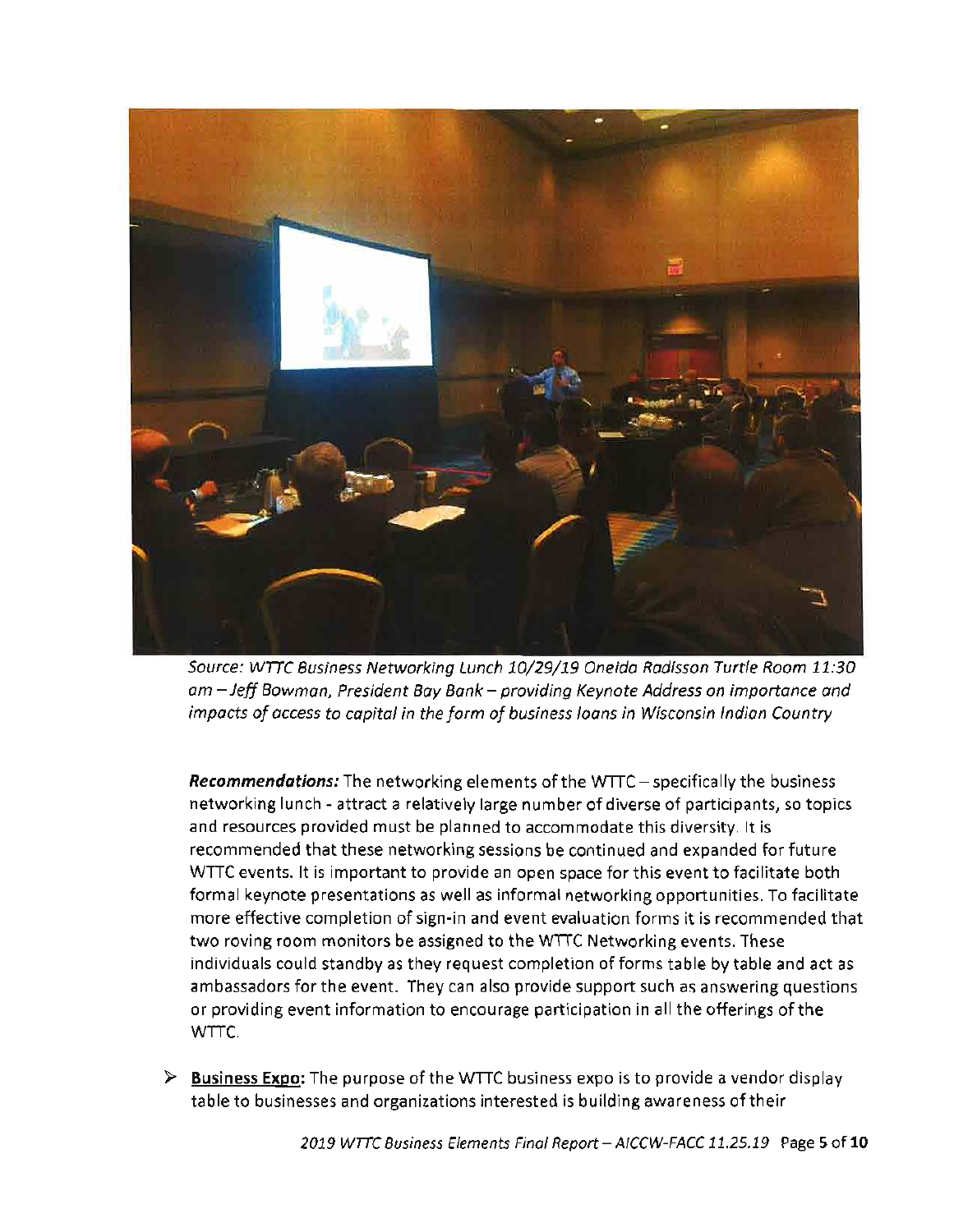*Source: WTTC Business Networking Lunch 10/29/19 Oneida Radisson Turtle Room 11:30 am – Jeff Bowman, President Bay Bank – providing Keynote Address on importance and impacts of access to capital in the form of business loans in Wisconsin Indian Country*

***Recommendations:*** The networking elements of the WTTC – specifically the business networking lunch - attract a relatively large number of diverse of participants, so topics and resources provided must be planned to accommodate this diversity. It is recommended that these networking sessions be continued and expanded for future WTTC events. It is important to provide an open space for this event to facilitate both formal keynote presentations as well as informal networking opportunities. To facilitate more effective completion of sign-in and event evaluation forms it is recommended that two roving room monitors be assigned to the WTTC Networking events. These individuals could standby as they request completion of forms table by table and act as ambassadors for the event. They can also provide support such as answering questions or providing event information to encourage participation in all the offerings of the WTTC.

- **Business Expo:** The purpose of the WTTC business expo is to provide a vendor display table to businesses and organizations interested is building awareness of their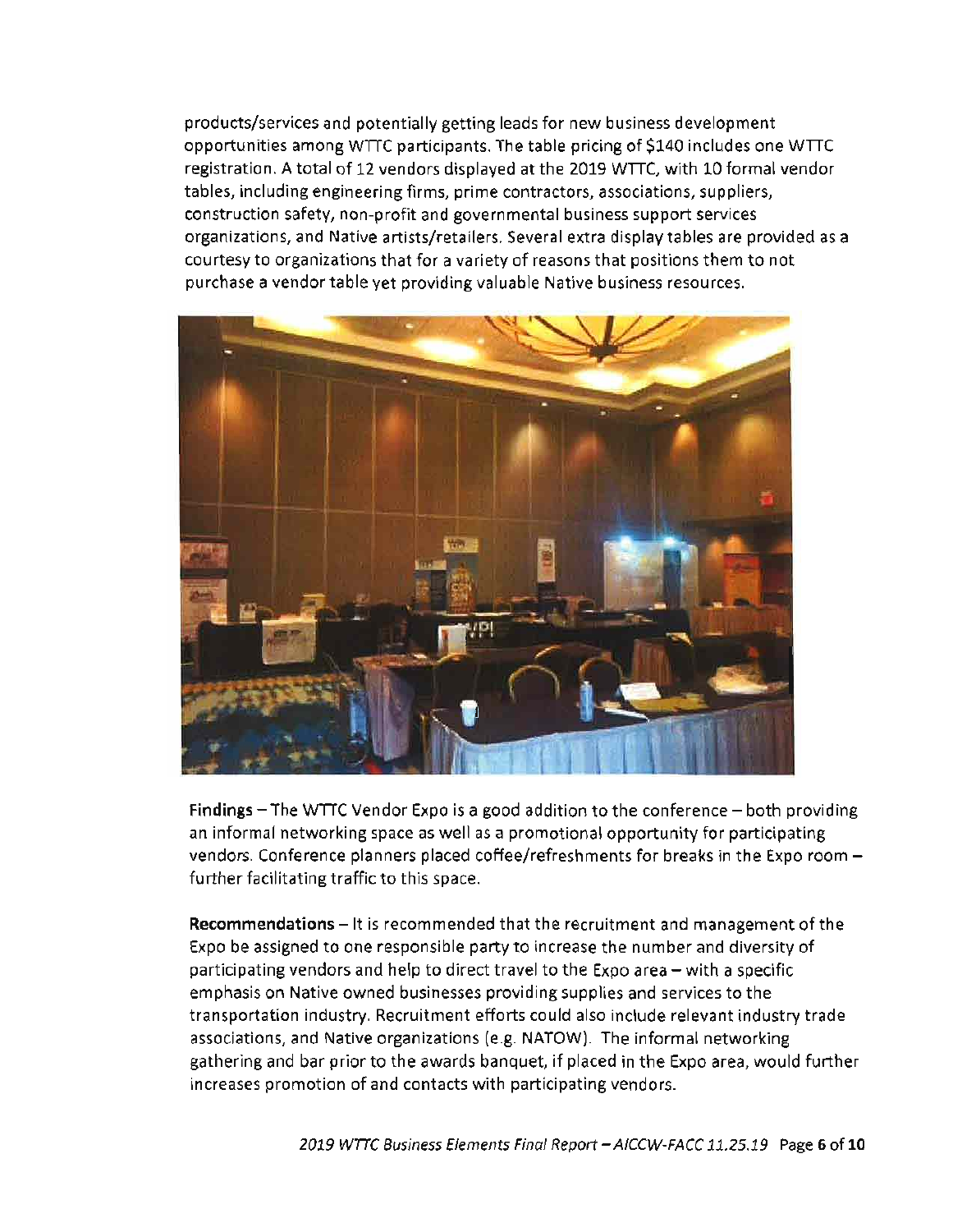products/services and potentially getting leads for new business development opportunities among WTTC participants. The table pricing of $140 includes one WTTC registration. A total of 12 vendors displayed at the 2019 WTTC, with 10 formal vendor tables, including engineering firms, prime contractors, associations, suppliers, construction safety, non-profit and governmental business support services organizations, and Native artists/retailers. Several extra display tables are provided as a courtesy to organizations that for a variety of reasons that positions them to not purchase a vendor table yet providing valuable Native business resources.

**Findings** – The WTTC Vendor Expo is a good addition to the conference – both providing an informal networking space as well as a promotional opportunity for participating vendors. Conference planners placed coffee/refreshments for breaks in the Expo room – further facilitating traffic to this space.

**Recommendations** – It is recommended that the recruitment and management of the Expo be assigned to one responsible party to increase the number and diversity of participating vendors and help to direct travel to the Expo area – with a specific emphasis on Native owned businesses providing supplies and services to the transportation industry. Recruitment efforts could also include relevant industry trade associations, and Native organizations (e.g. NATOW). The informal networking gathering and bar prior to the awards banquet, if placed in the Expo area, would further increases promotion of and contacts with participating vendors.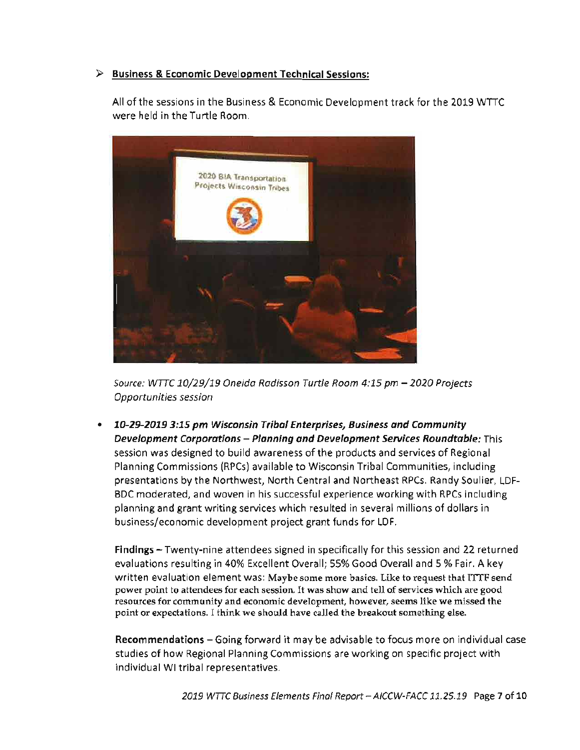- **Business & Economic Development Technical Sessions:**

  All of the sessions in the Business & Economic Development track for the 2019 WTTC were held in the Turtle Room.

  *Source: WTTC 10/29/19 Oneida Radisson Turtle Room 4:15 pm – 2020 Projects Opportunities session*

- ***10-29-2019 3:15 pm Wisconsin Tribal Enterprises, Business and Community Development Corporations – Planning and Development Services Roundtable:*** This session was designed to build awareness of the products and services of Regional Planning Commissions (RPCs) available to Wisconsin Tribal Communities, including presentations by the Northwest, North Central and Northeast RPCs. Randy Soulier, LDF-BDC moderated, and woven in his successful experience working with RPCs including planning and grant writing services which resulted in several millions of dollars in business/economic development project grant funds for LDF.

  **Findings** – Twenty-nine attendees signed in specifically for this session and 22 returned evaluations resulting in 40% Excellent Overall; 55% Good Overall and 5 % Fair. A key written evaluation element was: Maybe some more basics. Like to request that ITTF send power point to attendees for each session. It was show and tell of services which are good resources for community and economic development, however, seems like we missed the point or expectations. I think we should have called the breakout something else.

  **Recommendations** – Going forward it may be advisable to focus more on individual case studies of how Regional Planning Commissions are working on specific project with individual WI tribal representatives.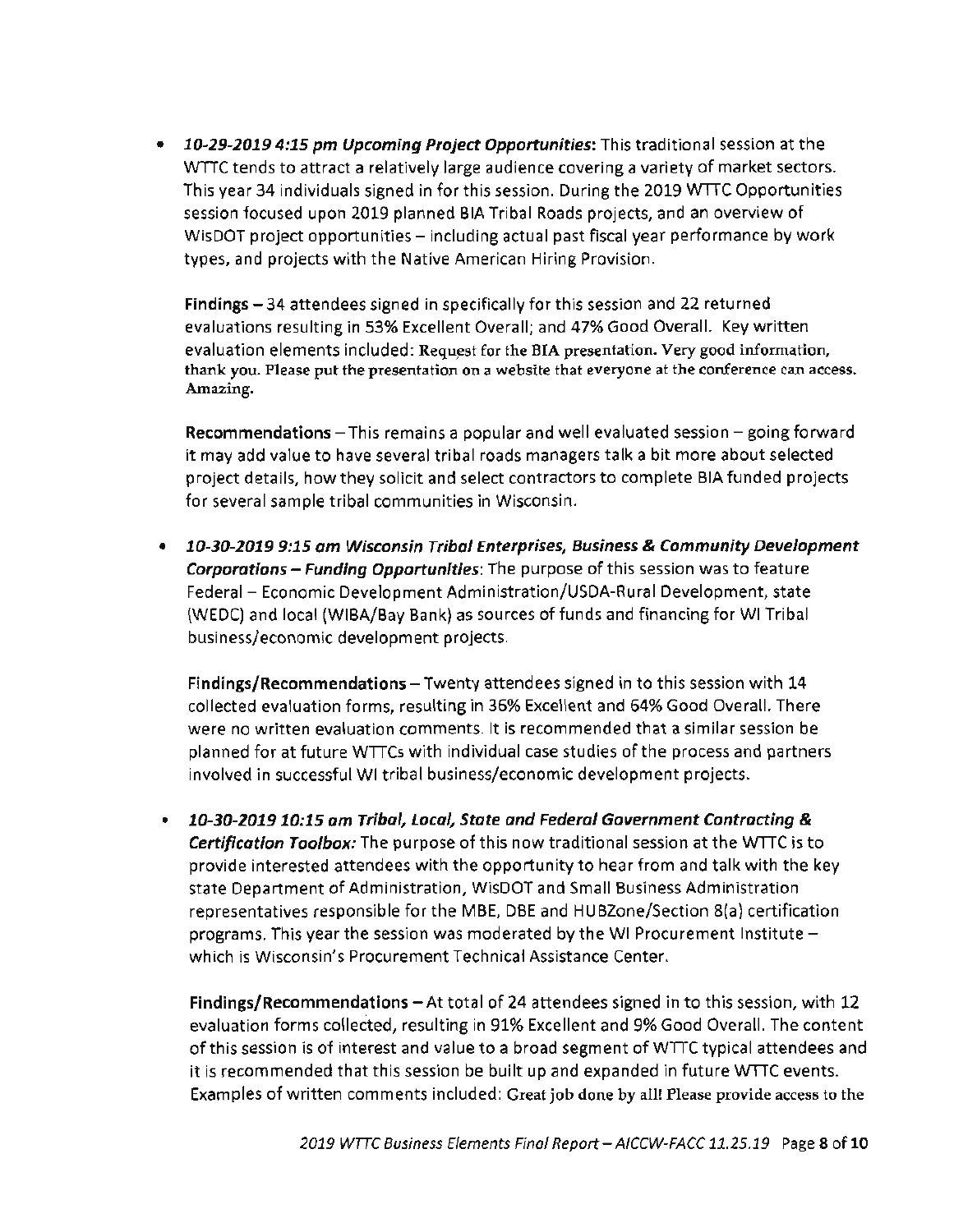- ***10-29-2019 4:15 pm Upcoming Project Opportunities:*** This traditional session at the WTTC tends to attract a relatively large audience covering a variety of market sectors. This year 34 individuals signed in for this session. During the 2019 WTTC Opportunities session focused upon 2019 planned BIA Tribal Roads projects, and an overview of WisDOT project opportunities – including actual past fiscal year performance by work types, and projects with the Native American Hiring Provision.

  **Findings** – 34 attendees signed in specifically for this session and 22 returned evaluations resulting in 53% Excellent Overall; and 47% Good Overall. Key written evaluation elements included: Request for the BIA presentation. Very good information, thank you. Please put the presentation on a website that everyone at the conference can access. Amazing.

  **Recommendations** – This remains a popular and well evaluated session – going forward it may add value to have several tribal roads managers talk a bit more about selected project details, how they solicit and select contractors to complete BIA funded projects for several sample tribal communities in Wisconsin.

- ***10-30-2019 9:15 am Wisconsin Tribal Enterprises, Business & Community Development Corporations – Funding Opportunities***: The purpose of this session was to feature Federal – Economic Development Administration/USDA-Rural Development, state (WEDC) and local (WIBA/Bay Bank) as sources of funds and financing for WI Tribal business/economic development projects.

  **Findings/Recommendations** – Twenty attendees signed in to this session with 14 collected evaluation forms, resulting in 36% Excellent and 64% Good Overall. There were no written evaluation comments. It is recommended that a similar session be planned for at future WTTCs with individual case studies of the process and partners involved in successful WI tribal business/economic development projects.

- ***10-30-2019 10:15 am Tribal, Local, State and Federal Government Contracting & Certification Toolbox:*** The purpose of this now traditional session at the WTTC is to provide interested attendees with the opportunity to hear from and talk with the key state Department of Administration, WisDOT and Small Business Administration representatives responsible for the MBE, DBE and HUBZone/Section 8(a) certification programs. This year the session was moderated by the WI Procurement Institute – which is Wisconsin's Procurement Technical Assistance Center.

  **Findings/Recommendations** – At total of 24 attendees signed in to this session, with 12 evaluation forms collected, resulting in 91% Excellent and 9% Good Overall. The content of this session is of interest and value to a broad segment of WTTC typical attendees and it is recommended that this session be built up and expanded in future WTTC events. Examples of written comments included: Great job done by all! Please provide access to the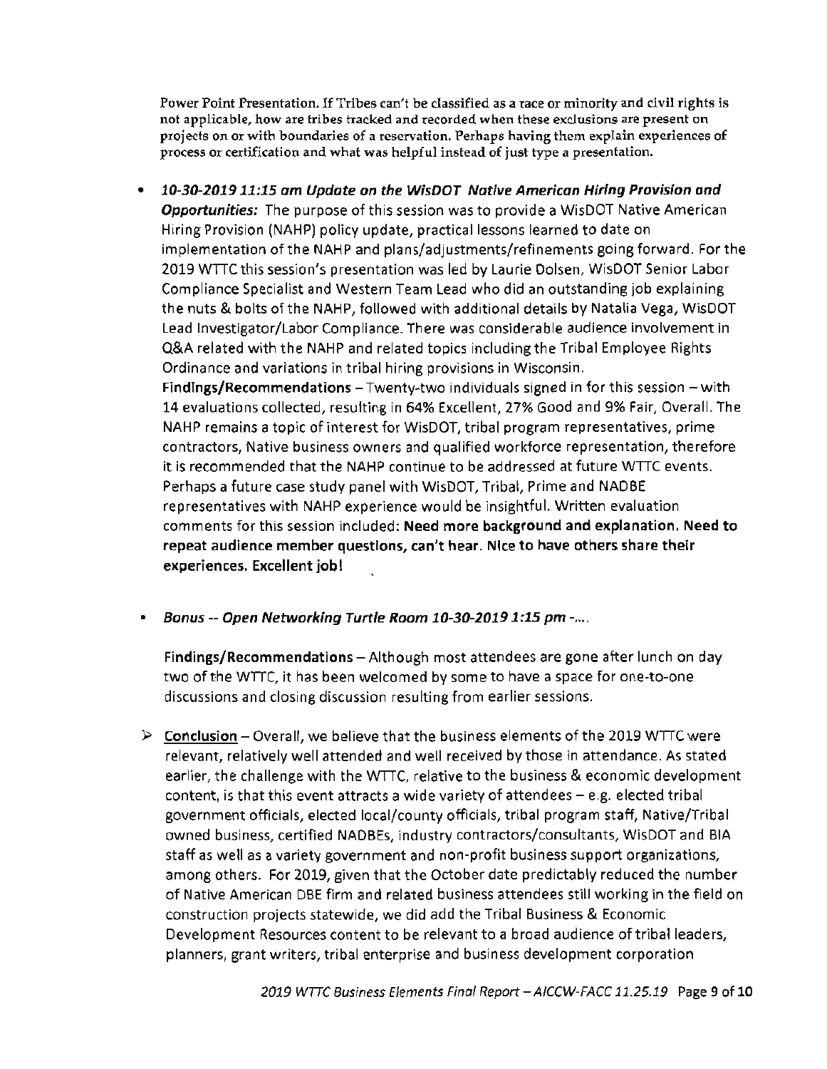Power Point Presentation. If Tribes can't be classified as a race or minority and civil rights is not applicable, how are tribes tracked and recorded when these exclusions are present on projects on or with boundaries of a reservation. Perhaps having them explain experiences of process or certification and what was helpful instead of just type a presentation.

- ***10-30-2019 11:15 am Update on the WisDOT Native American Hiring Provision and Opportunities:*** The purpose of this session was to provide a WisDOT Native American Hiring Provision (NAHP) policy update, practical lessons learned to date on implementation of the NAHP and plans/adjustments/refinements going forward. For the 2019 WTTC this session's presentation was led by Laurie Dolsen, WisDOT Senior Labor Compliance Specialist and Western Team Lead who did an outstanding job explaining the nuts & bolts of the NAHP, followed with additional details by Natalia Vega, WisDOT Lead Investigator/Labor Compliance. There was considerable audience involvement in Q&A related with the NAHP and related topics including the Tribal Employee Rights Ordinance and variations in tribal hiring provisions in Wisconsin.
  **Findings/Recommendations** – Twenty-two individuals signed in for this session – with 14 evaluations collected, resulting in 64% Excellent, 27% Good and 9% Fair, Overall. The NAHP remains a topic of interest for WisDOT, tribal program representatives, prime contractors, Native business owners and qualified workforce representation, therefore it is recommended that the NAHP continue to be addressed at future WTTC events. Perhaps a future case study panel with WisDOT, Tribal, Prime and NADBE representatives with NAHP experience would be insightful. Written evaluation comments for this session included: **Need more background and explanation. Need to repeat audience member questions, can't hear. Nice to have others share their experiences. Excellent job!**

- ***Bonus -- Open Networking Turtle Room 10-30-2019 1:15 pm -….***

  **Findings/Recommendations** – Although most attendees are gone after lunch on day two of the WTTC, it has been welcomed by some to have a space for one-to-one discussions and closing discussion resulting from earlier sessions.

➢ **Conclusion** – Overall, we believe that the business elements of the 2019 WTTC were relevant, relatively well attended and well received by those in attendance. As stated earlier, the challenge with the WTTC, relative to the business & economic development content, is that this event attracts a wide variety of attendees – e.g. elected tribal government officials, elected local/county officials, tribal program staff, Native/Tribal owned business, certified NADBEs, industry contractors/consultants, WisDOT and BIA staff as well as a variety government and non-profit business support organizations, among others. For 2019, given that the October date predictably reduced the number of Native American DBE firm and related business attendees still working in the field on construction projects statewide, we did add the Tribal Business & Economic Development Resources content to be relevant to a broad audience of tribal leaders, planners, grant writers, tribal enterprise and business development corporation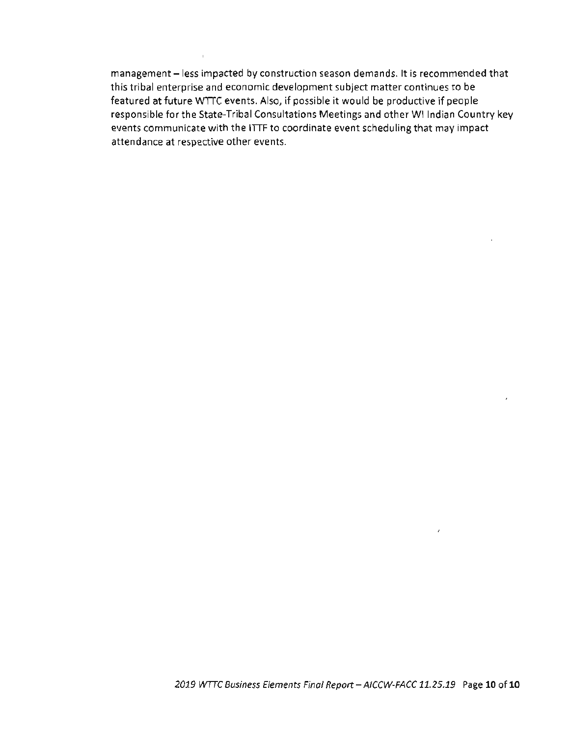management – less impacted by construction season demands. It is recommended that this tribal enterprise and economic development subject matter continues to be featured at future WTTC events. Also, if possible it would be productive if people responsible for the State-Tribal Consultations Meetings and other WI Indian Country key events communicate with the ITTF to coordinate event scheduling that may impact attendance at respective other events.